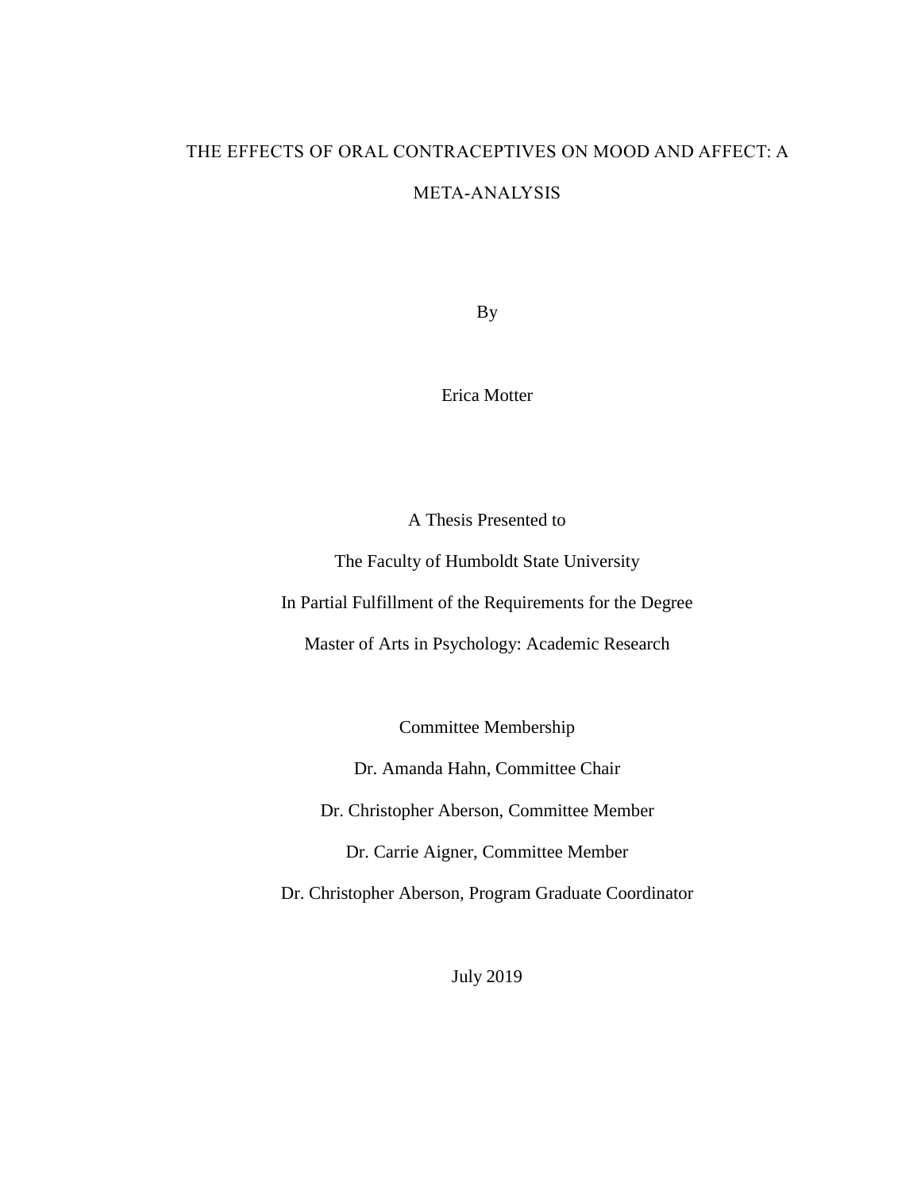# THE EFFECTS OF ORAL CONTRACEPTIVES ON MOOD AND AFFECT: A META-ANALYSIS

By

Erica Motter

A Thesis Presented to

The Faculty of Humboldt State University

In Partial Fulfillment of the Requirements for the Degree

Master of Arts in Psychology: Academic Research

Committee Membership

Dr. Amanda Hahn, Committee Chair

Dr. Christopher Aberson, Committee Member

Dr. Carrie Aigner, Committee Member

Dr. Christopher Aberson, Program Graduate Coordinator

July 2019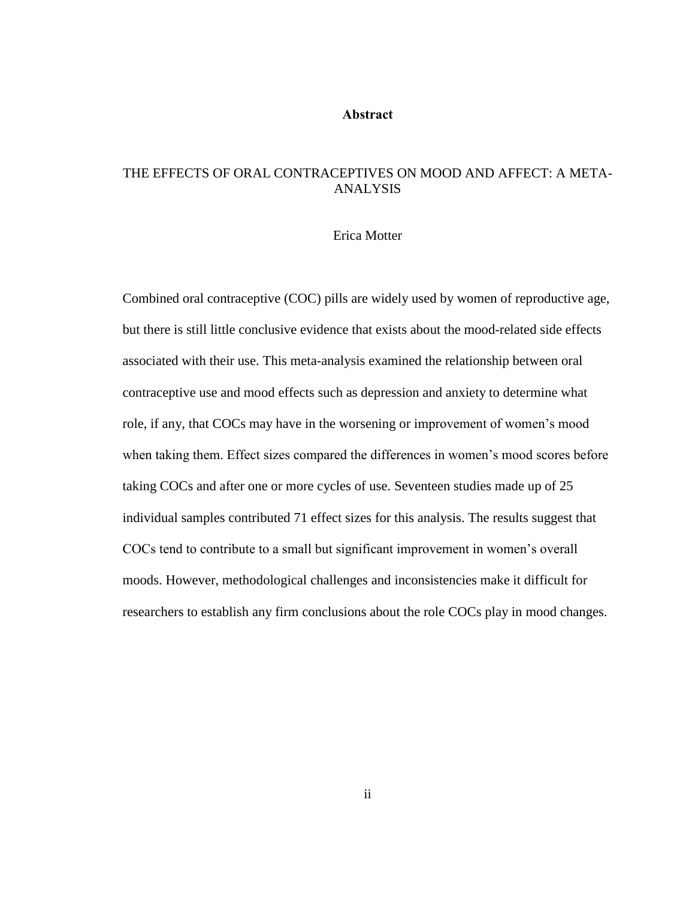## Abstract

THE EFFECTS OF ORAL CONTRACEPTIVES ON MOOD AND AFFECT: A META-ANALYSIS

Erica Motter

Combined oral contraceptive (COC) pills are widely used by women of reproductive age, but there is still little conclusive evidence that exists about the mood-related side effects associated with their use. This meta-analysis examined the relationship between oral contraceptive use and mood effects such as depression and anxiety to determine what role, if any, that COCs may have in the worsening or improvement of women's mood when taking them. Effect sizes compared the differences in women's mood scores before taking COCs and after one or more cycles of use. Seventeen studies made up of 25 individual samples contributed 71 effect sizes for this analysis. The results suggest that COCs tend to contribute to a small but significant improvement in women's overall moods. However, methodological challenges and inconsistencies make it difficult for researchers to establish any firm conclusions about the role COCs play in mood changes.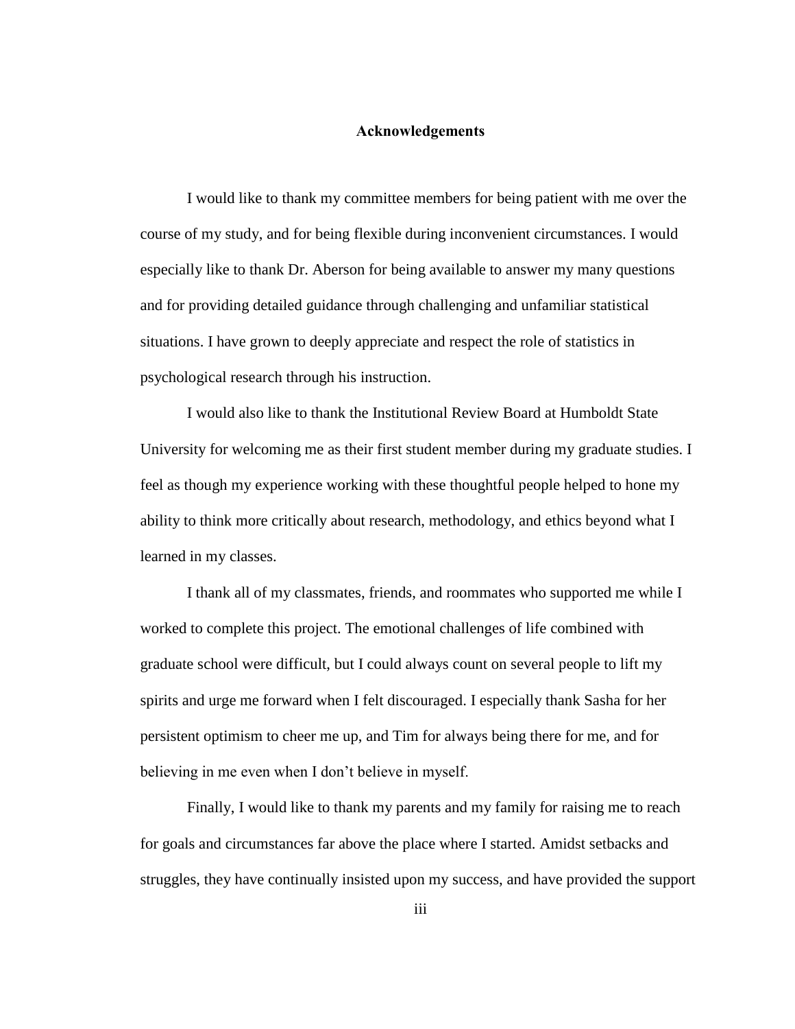# Acknowledgements

I would like to thank my committee members for being patient with me over the course of my study, and for being flexible during inconvenient circumstances. I would especially like to thank Dr. Aberson for being available to answer my many questions and for providing detailed guidance through challenging and unfamiliar statistical situations. I have grown to deeply appreciate and respect the role of statistics in psychological research through his instruction.

I would also like to thank the Institutional Review Board at Humboldt State University for welcoming me as their first student member during my graduate studies. I feel as though my experience working with these thoughtful people helped to hone my ability to think more critically about research, methodology, and ethics beyond what I learned in my classes.

I thank all of my classmates, friends, and roommates who supported me while I worked to complete this project. The emotional challenges of life combined with graduate school were difficult, but I could always count on several people to lift my spirits and urge me forward when I felt discouraged. I especially thank Sasha for her persistent optimism to cheer me up, and Tim for always being there for me, and for believing in me even when I don't believe in myself.

Finally, I would like to thank my parents and my family for raising me to reach for goals and circumstances far above the place where I started. Amidst setbacks and struggles, they have continually insisted upon my success, and have provided the support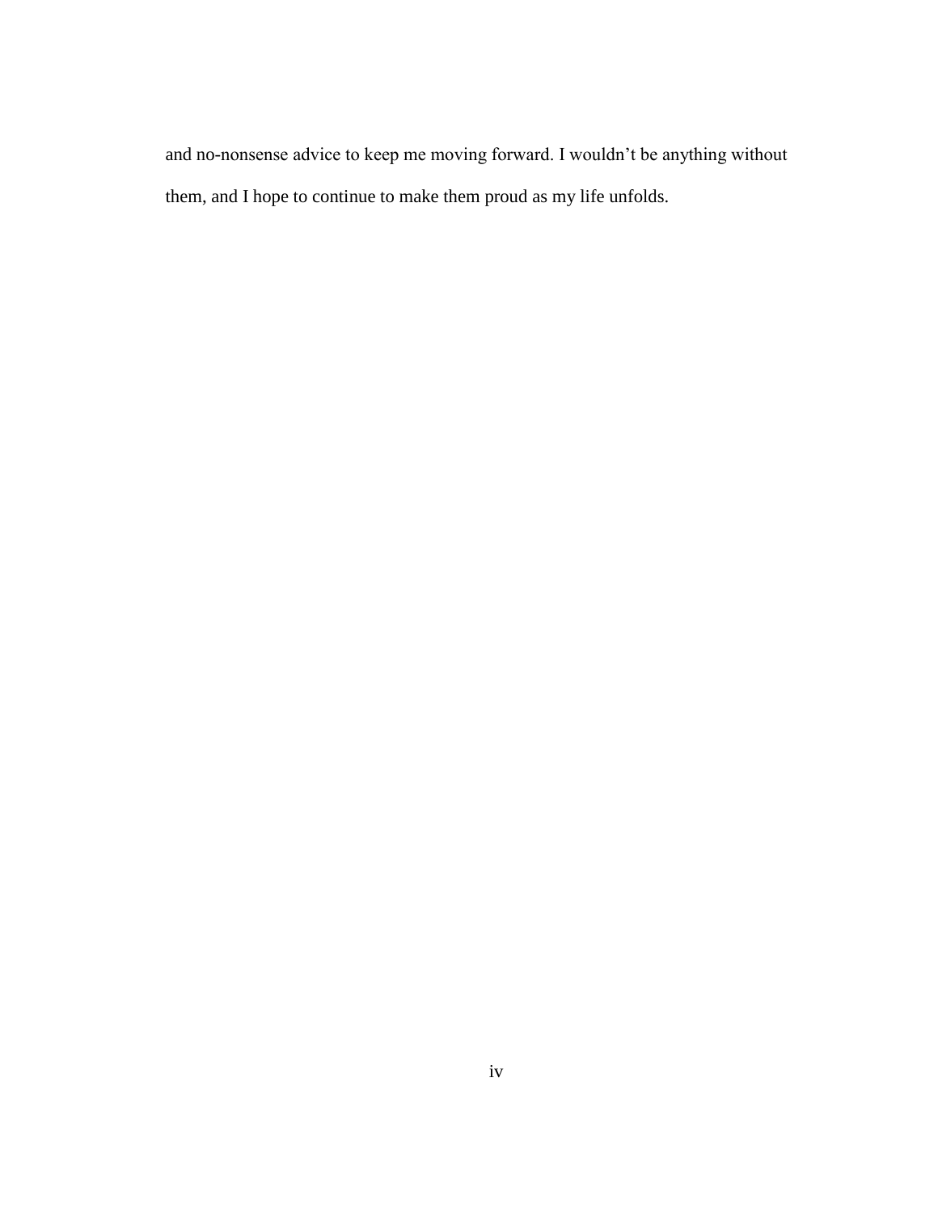and no-nonsense advice to keep me moving forward. I wouldn’t be anything without them, and I hope to continue to make them proud as my life unfolds.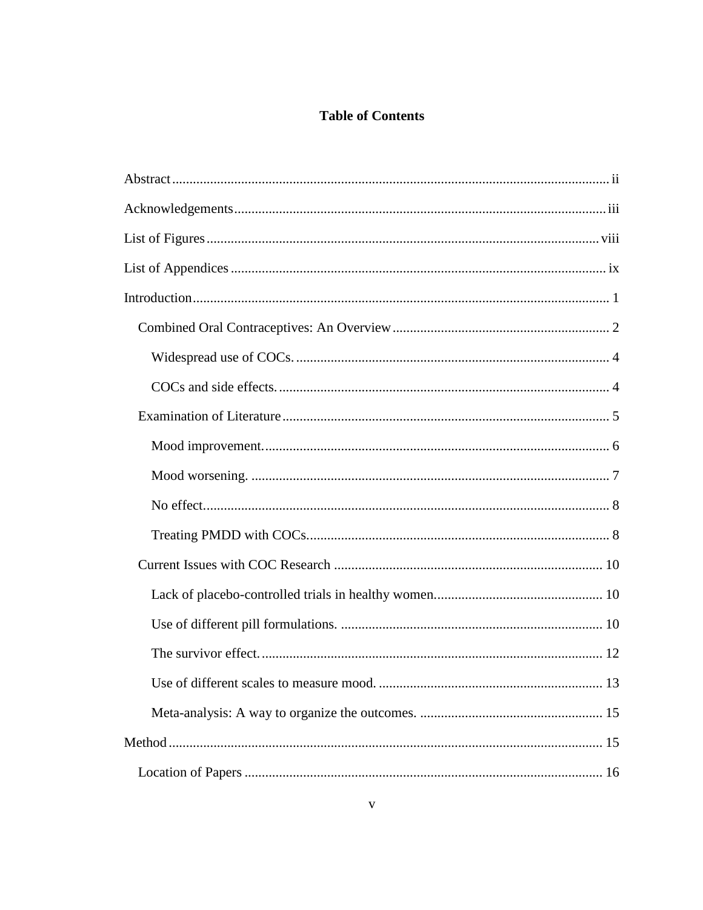# Table of Contents

Abstract ii

Acknowledgements iii

List of Figures viii

List of Appendices ix

Introduction 1

- Combined Oral Contraceptives: An Overview 2
  - Widespread use of COCs. 4
  - COCs and side effects. 4
- Examination of Literature 5
  - Mood improvement. 6
  - Mood worsening. 7
  - No effect. 8
  - Treating PMDD with COCs. 8
- Current Issues with COC Research 10
  - Lack of placebo-controlled trials in healthy women. 10
  - Use of different pill formulations. 10
  - The survivor effect. 12
  - Use of different scales to measure mood. 13
  - Meta-analysis: A way to organize the outcomes. 15

Method 15

- Location of Papers 16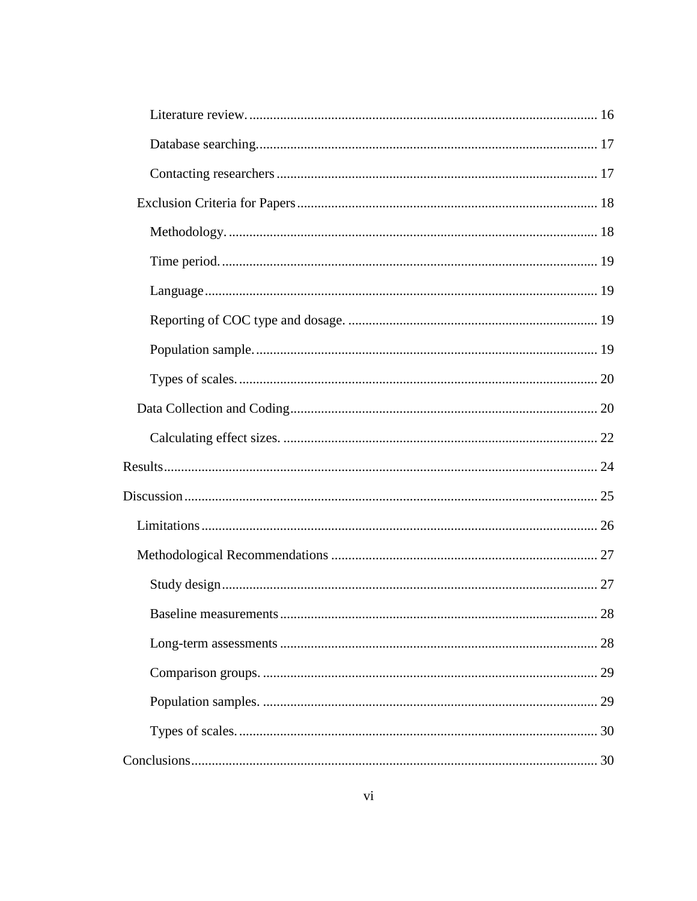Literature review. ..................................................................................................... 16

Database searching.................................................................................................. 17

Contacting researchers ............................................................................................ 17

Exclusion Criteria for Papers ...................................................................................... 18

Methodology. ........................................................................................................... 18

Time period. ............................................................................................................. 19

Language .................................................................................................................. 19

Reporting of COC type and dosage. ........................................................................ 19

Population sample. ................................................................................................... 19

Types of scales. ........................................................................................................ 20

Data Collection and Coding ......................................................................................... 20

Calculating effect sizes. ........................................................................................... 22

Results ............................................................................................................................. 24

Discussion ....................................................................................................................... 25

Limitations .................................................................................................................. 26

Methodological Recommendations ............................................................................ 27

Study design ............................................................................................................. 27

Baseline measurements ............................................................................................ 28

Long-term assessments ............................................................................................ 28

Comparison groups. ................................................................................................. 29

Population samples. ................................................................................................. 29

Types of scales. ........................................................................................................ 30

Conclusions ..................................................................................................................... 30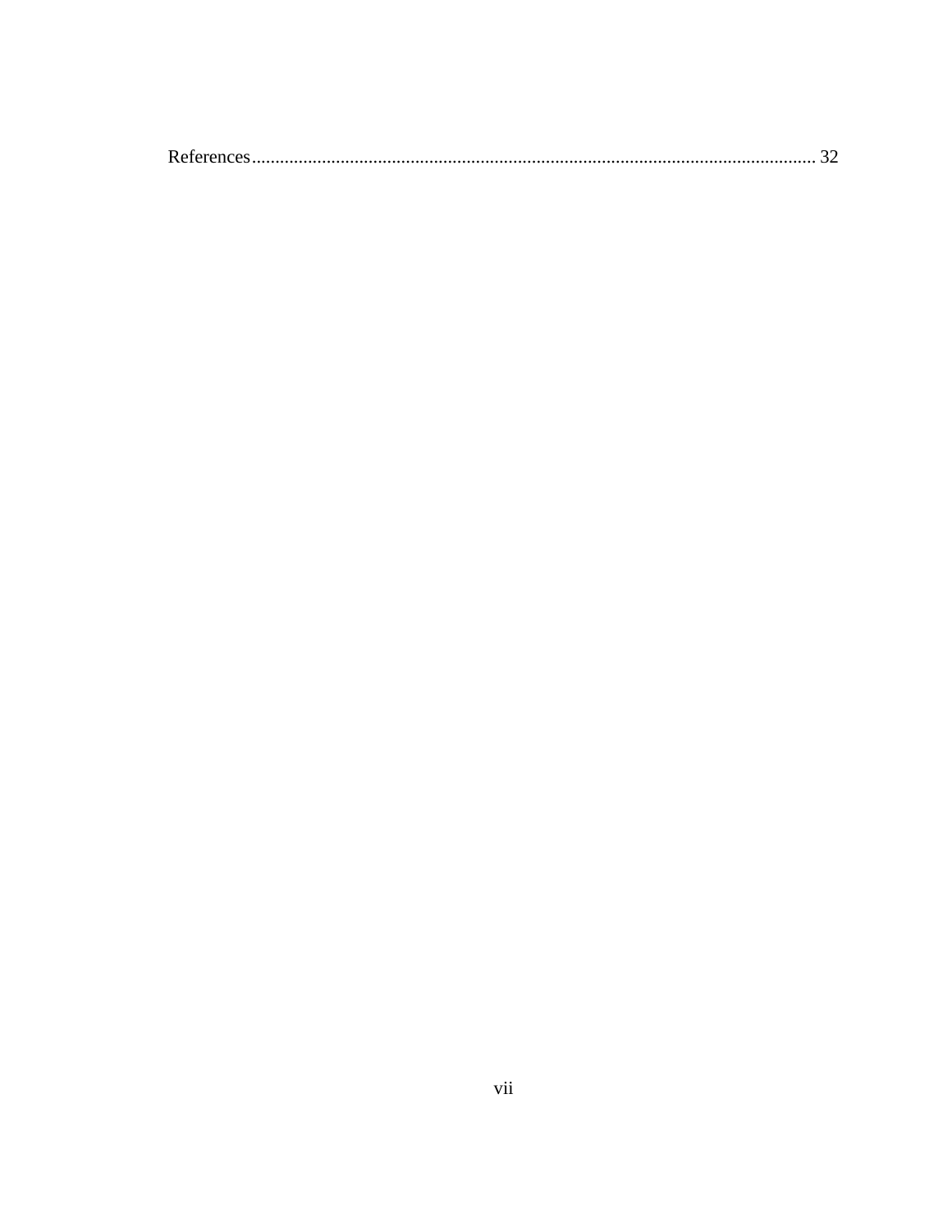References........................................................................................................................ 32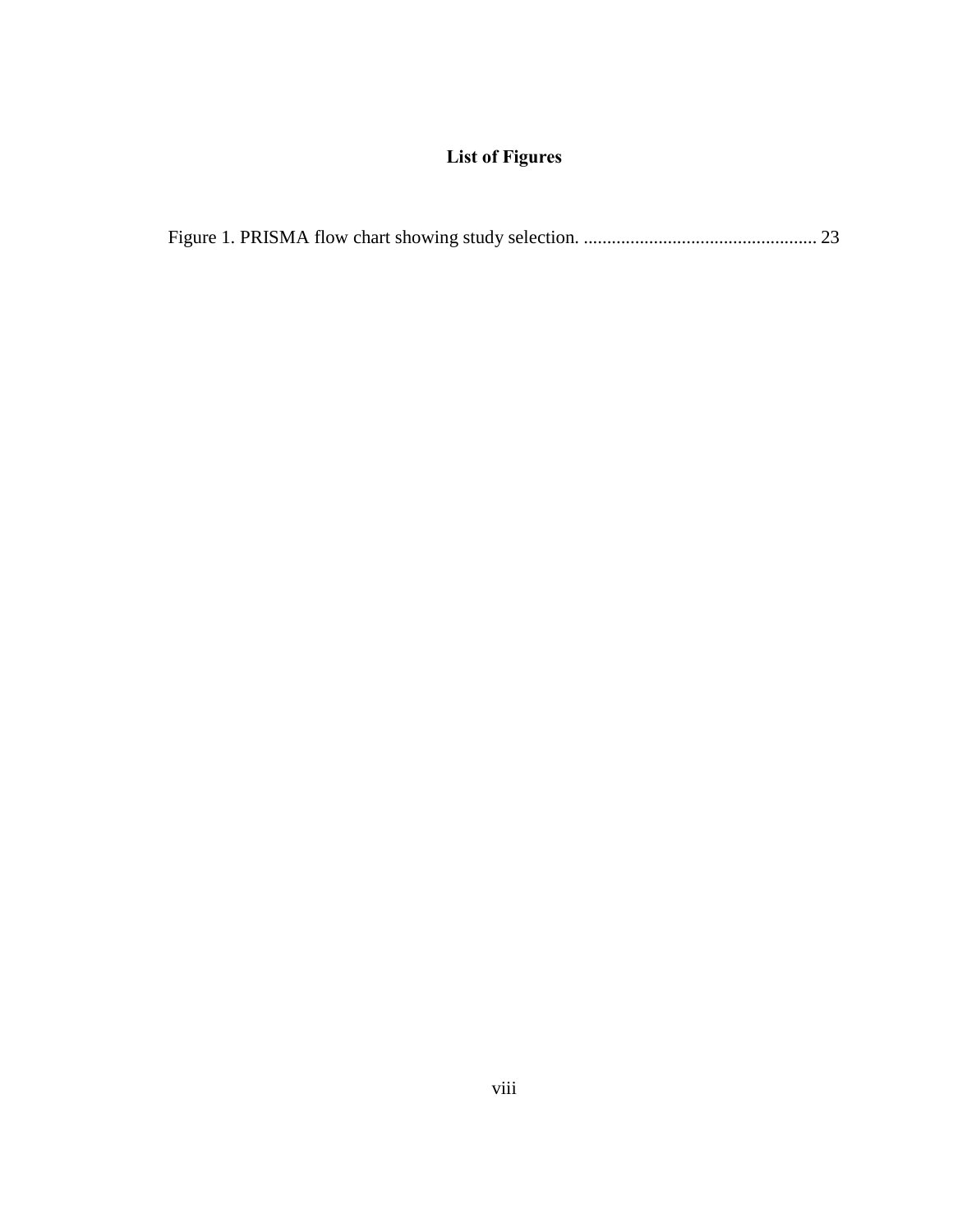# List of Figures

Figure 1. PRISMA flow chart showing study selection. .................................................. 23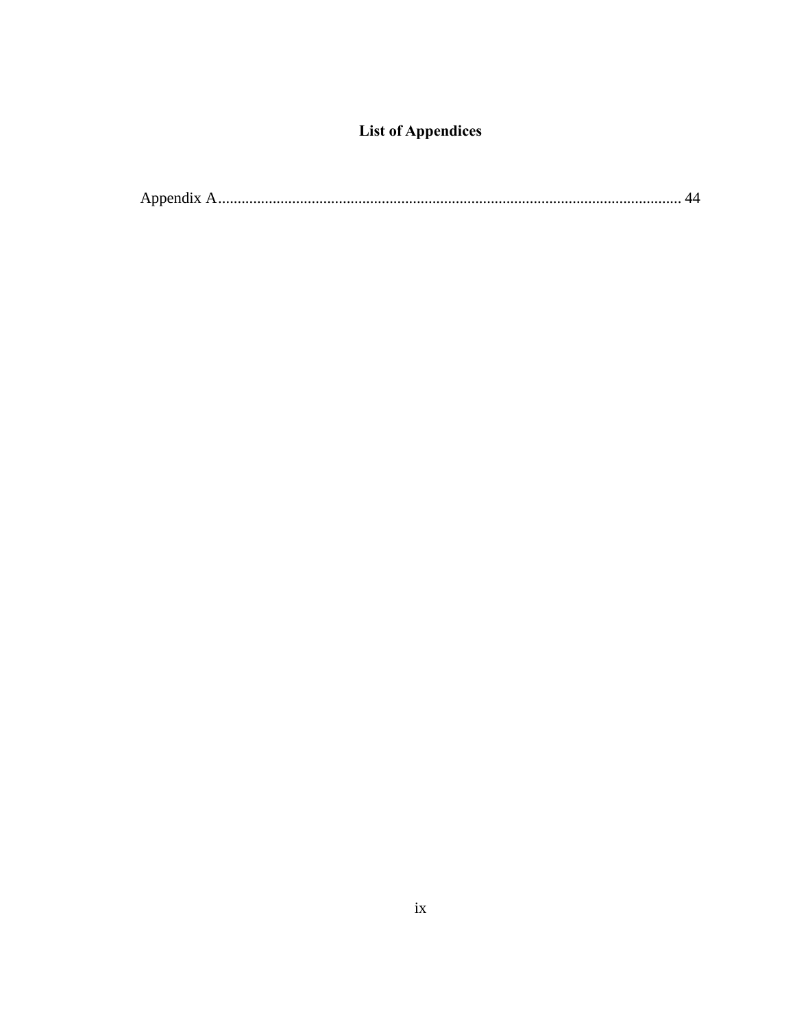## List of Appendices

Appendix A........................................................................................................................ 44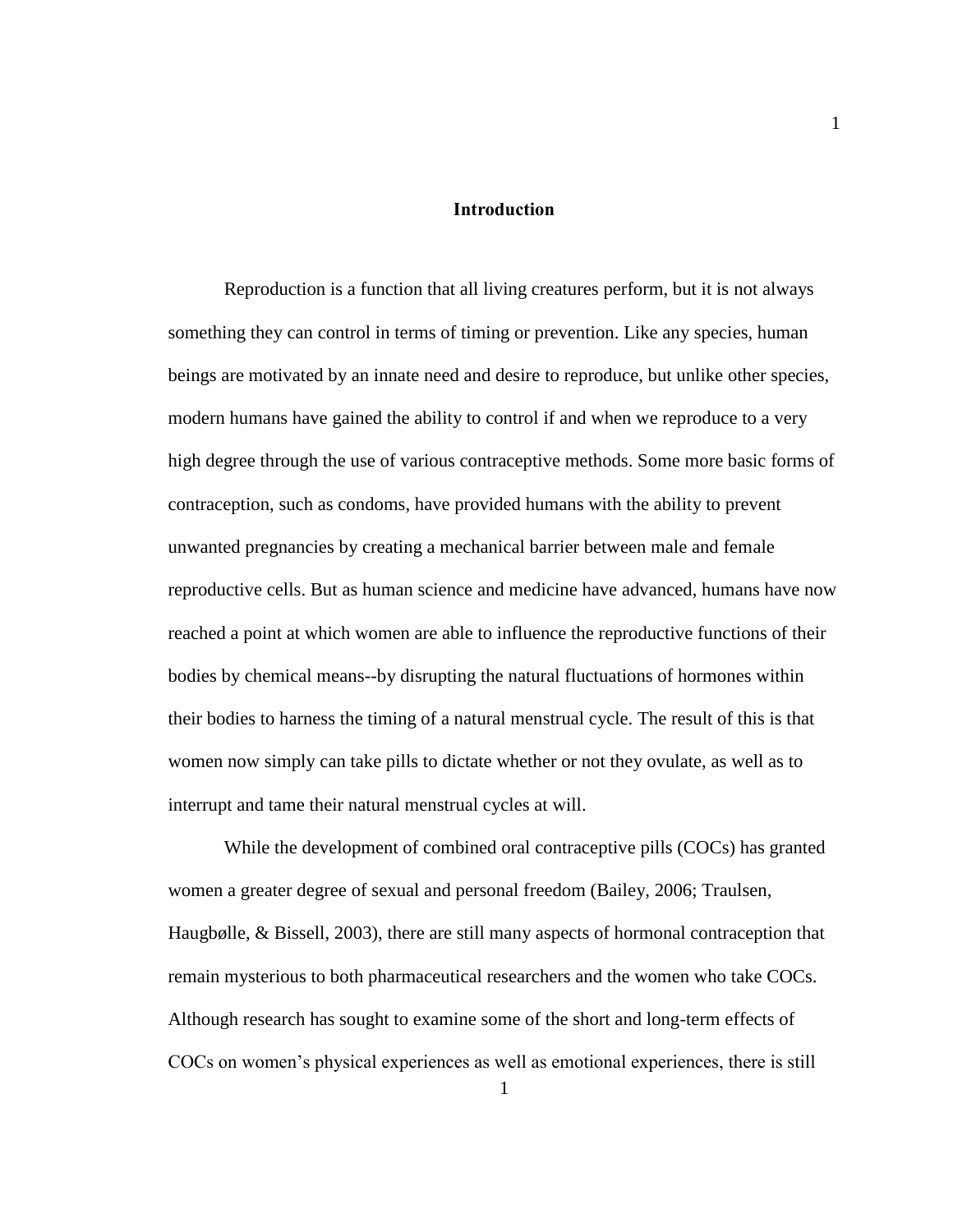# Introduction

Reproduction is a function that all living creatures perform, but it is not always something they can control in terms of timing or prevention. Like any species, human beings are motivated by an innate need and desire to reproduce, but unlike other species, modern humans have gained the ability to control if and when we reproduce to a very high degree through the use of various contraceptive methods. Some more basic forms of contraception, such as condoms, have provided humans with the ability to prevent unwanted pregnancies by creating a mechanical barrier between male and female reproductive cells. But as human science and medicine have advanced, humans have now reached a point at which women are able to influence the reproductive functions of their bodies by chemical means--by disrupting the natural fluctuations of hormones within their bodies to harness the timing of a natural menstrual cycle. The result of this is that women now simply can take pills to dictate whether or not they ovulate, as well as to interrupt and tame their natural menstrual cycles at will.

While the development of combined oral contraceptive pills (COCs) has granted women a greater degree of sexual and personal freedom (Bailey, 2006; Traulsen, Haugbølle, & Bissell, 2003), there are still many aspects of hormonal contraception that remain mysterious to both pharmaceutical researchers and the women who take COCs. Although research has sought to examine some of the short and long-term effects of COCs on women's physical experiences as well as emotional experiences, there is still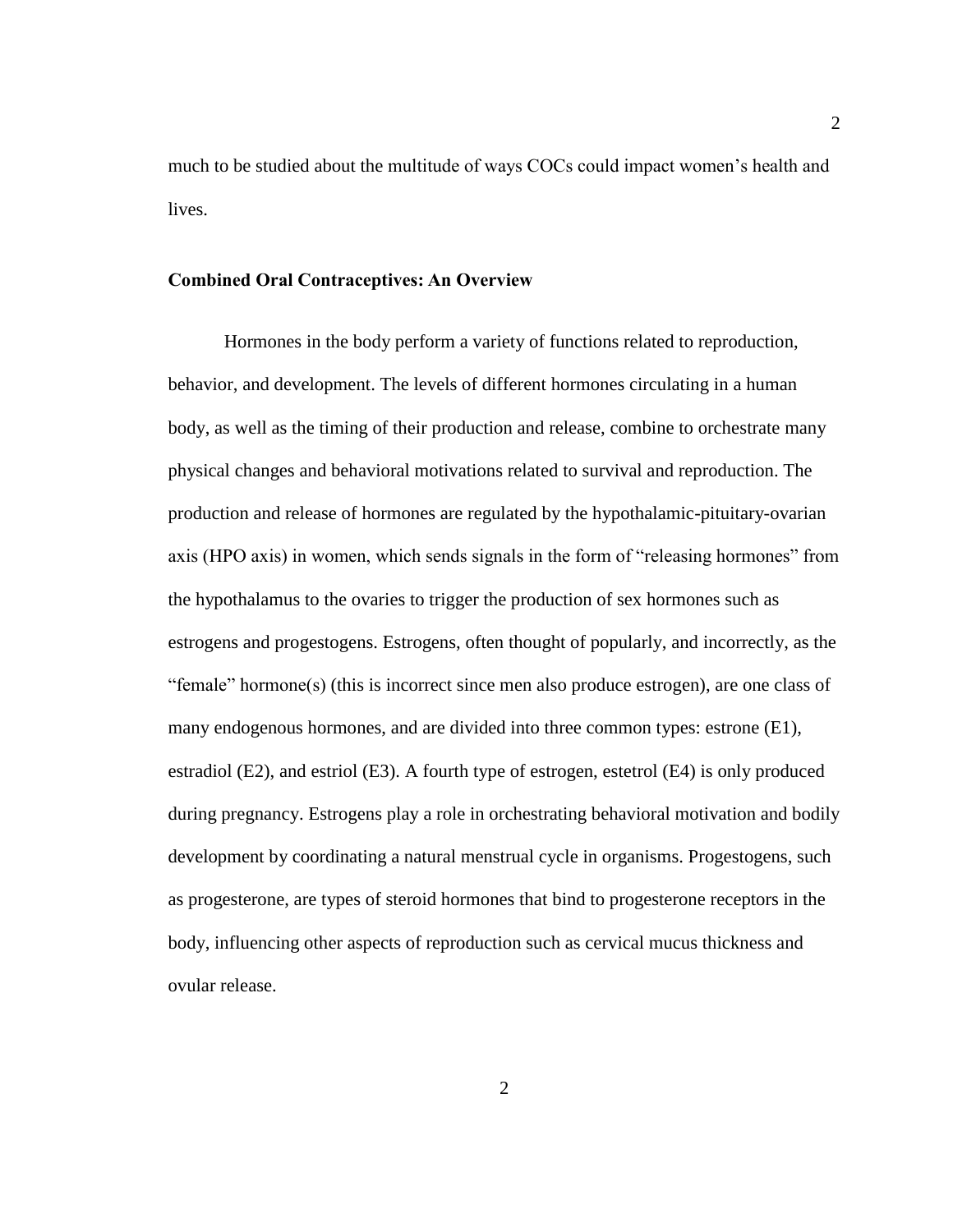much to be studied about the multitude of ways COCs could impact women's health and lives.

### Combined Oral Contraceptives: An Overview

Hormones in the body perform a variety of functions related to reproduction, behavior, and development. The levels of different hormones circulating in a human body, as well as the timing of their production and release, combine to orchestrate many physical changes and behavioral motivations related to survival and reproduction. The production and release of hormones are regulated by the hypothalamic-pituitary-ovarian axis (HPO axis) in women, which sends signals in the form of "releasing hormones" from the hypothalamus to the ovaries to trigger the production of sex hormones such as estrogens and progestogens. Estrogens, often thought of popularly, and incorrectly, as the "female" hormone(s) (this is incorrect since men also produce estrogen), are one class of many endogenous hormones, and are divided into three common types: estrone (E1), estradiol (E2), and estriol (E3). A fourth type of estrogen, estetrol (E4) is only produced during pregnancy. Estrogens play a role in orchestrating behavioral motivation and bodily development by coordinating a natural menstrual cycle in organisms. Progestogens, such as progesterone, are types of steroid hormones that bind to progesterone receptors in the body, influencing other aspects of reproduction such as cervical mucus thickness and ovular release.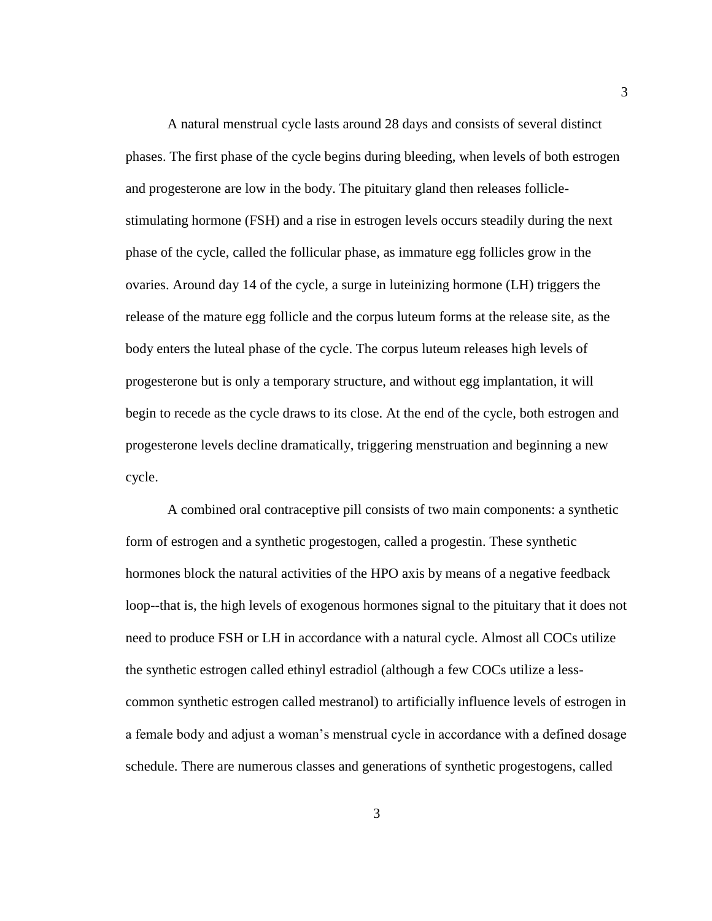A natural menstrual cycle lasts around 28 days and consists of several distinct phases. The first phase of the cycle begins during bleeding, when levels of both estrogen and progesterone are low in the body. The pituitary gland then releases follicle-stimulating hormone (FSH) and a rise in estrogen levels occurs steadily during the next phase of the cycle, called the follicular phase, as immature egg follicles grow in the ovaries. Around day 14 of the cycle, a surge in luteinizing hormone (LH) triggers the release of the mature egg follicle and the corpus luteum forms at the release site, as the body enters the luteal phase of the cycle. The corpus luteum releases high levels of progesterone but is only a temporary structure, and without egg implantation, it will begin to recede as the cycle draws to its close. At the end of the cycle, both estrogen and progesterone levels decline dramatically, triggering menstruation and beginning a new cycle.

A combined oral contraceptive pill consists of two main components: a synthetic form of estrogen and a synthetic progestogen, called a progestin. These synthetic hormones block the natural activities of the HPO axis by means of a negative feedback loop--that is, the high levels of exogenous hormones signal to the pituitary that it does not need to produce FSH or LH in accordance with a natural cycle. Almost all COCs utilize the synthetic estrogen called ethinyl estradiol (although a few COCs utilize a less-common synthetic estrogen called mestranol) to artificially influence levels of estrogen in a female body and adjust a woman's menstrual cycle in accordance with a defined dosage schedule. There are numerous classes and generations of synthetic progestogens, called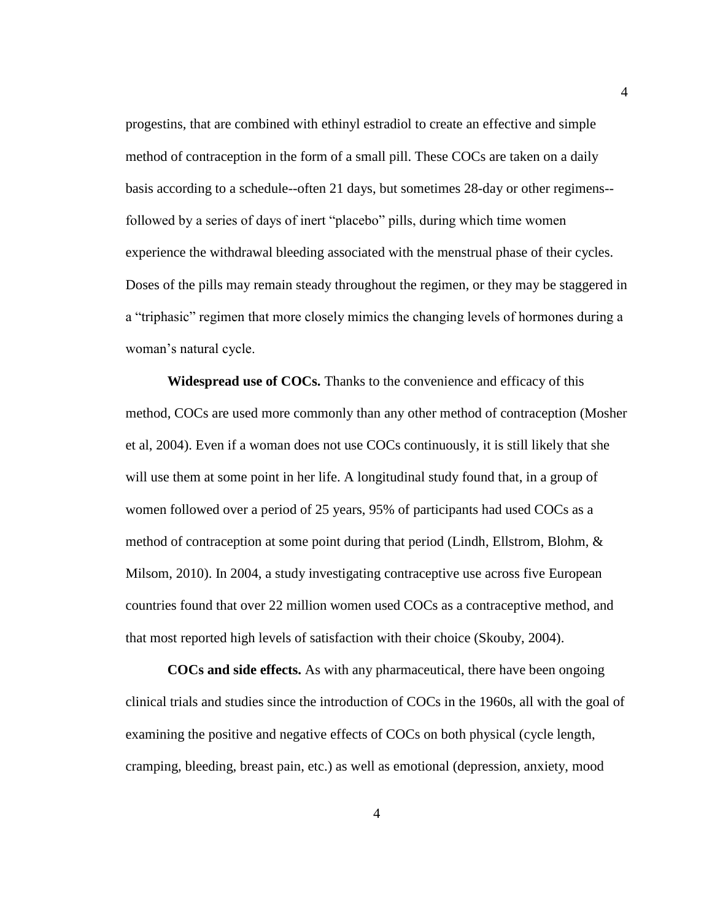progestins, that are combined with ethinyl estradiol to create an effective and simple method of contraception in the form of a small pill. These COCs are taken on a daily basis according to a schedule--often 21 days, but sometimes 28-day or other regimens--followed by a series of days of inert "placebo" pills, during which time women experience the withdrawal bleeding associated with the menstrual phase of their cycles. Doses of the pills may remain steady throughout the regimen, or they may be staggered in a "triphasic" regimen that more closely mimics the changing levels of hormones during a woman's natural cycle.

**Widespread use of COCs.** Thanks to the convenience and efficacy of this method, COCs are used more commonly than any other method of contraception (Mosher et al, 2004). Even if a woman does not use COCs continuously, it is still likely that she will use them at some point in her life. A longitudinal study found that, in a group of women followed over a period of 25 years, 95% of participants had used COCs as a method of contraception at some point during that period (Lindh, Ellstrom, Blohm, & Milsom, 2010). In 2004, a study investigating contraceptive use across five European countries found that over 22 million women used COCs as a contraceptive method, and that most reported high levels of satisfaction with their choice (Skouby, 2004).

**COCs and side effects.** As with any pharmaceutical, there have been ongoing clinical trials and studies since the introduction of COCs in the 1960s, all with the goal of examining the positive and negative effects of COCs on both physical (cycle length, cramping, bleeding, breast pain, etc.) as well as emotional (depression, anxiety, mood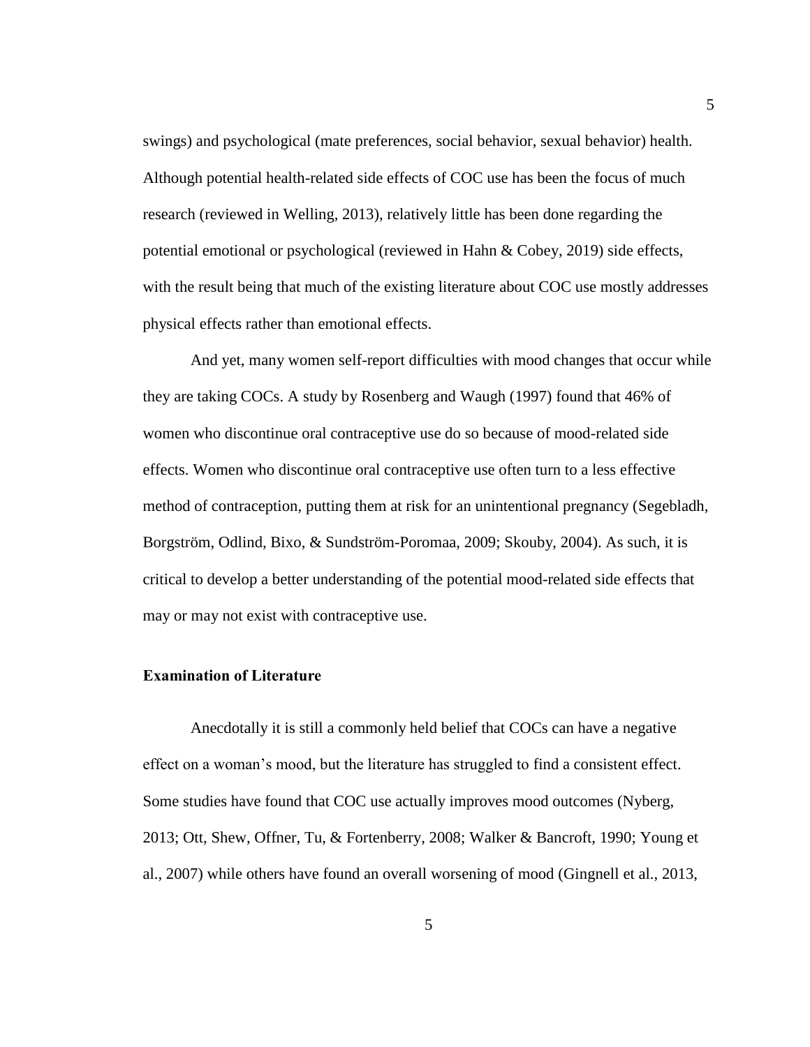swings) and psychological (mate preferences, social behavior, sexual behavior) health. Although potential health-related side effects of COC use has been the focus of much research (reviewed in Welling, 2013), relatively little has been done regarding the potential emotional or psychological (reviewed in Hahn & Cobey, 2019) side effects, with the result being that much of the existing literature about COC use mostly addresses physical effects rather than emotional effects.

And yet, many women self-report difficulties with mood changes that occur while they are taking COCs. A study by Rosenberg and Waugh (1997) found that 46% of women who discontinue oral contraceptive use do so because of mood-related side effects. Women who discontinue oral contraceptive use often turn to a less effective method of contraception, putting them at risk for an unintentional pregnancy (Segebladh, Borgström, Odlind, Bixo, & Sundström-Poromaa, 2009; Skouby, 2004). As such, it is critical to develop a better understanding of the potential mood-related side effects that may or may not exist with contraceptive use.

**Examination of Literature**

Anecdotally it is still a commonly held belief that COCs can have a negative effect on a woman's mood, but the literature has struggled to find a consistent effect. Some studies have found that COC use actually improves mood outcomes (Nyberg, 2013; Ott, Shew, Offner, Tu, & Fortenberry, 2008; Walker & Bancroft, 1990; Young et al., 2007) while others have found an overall worsening of mood (Gingnell et al., 2013,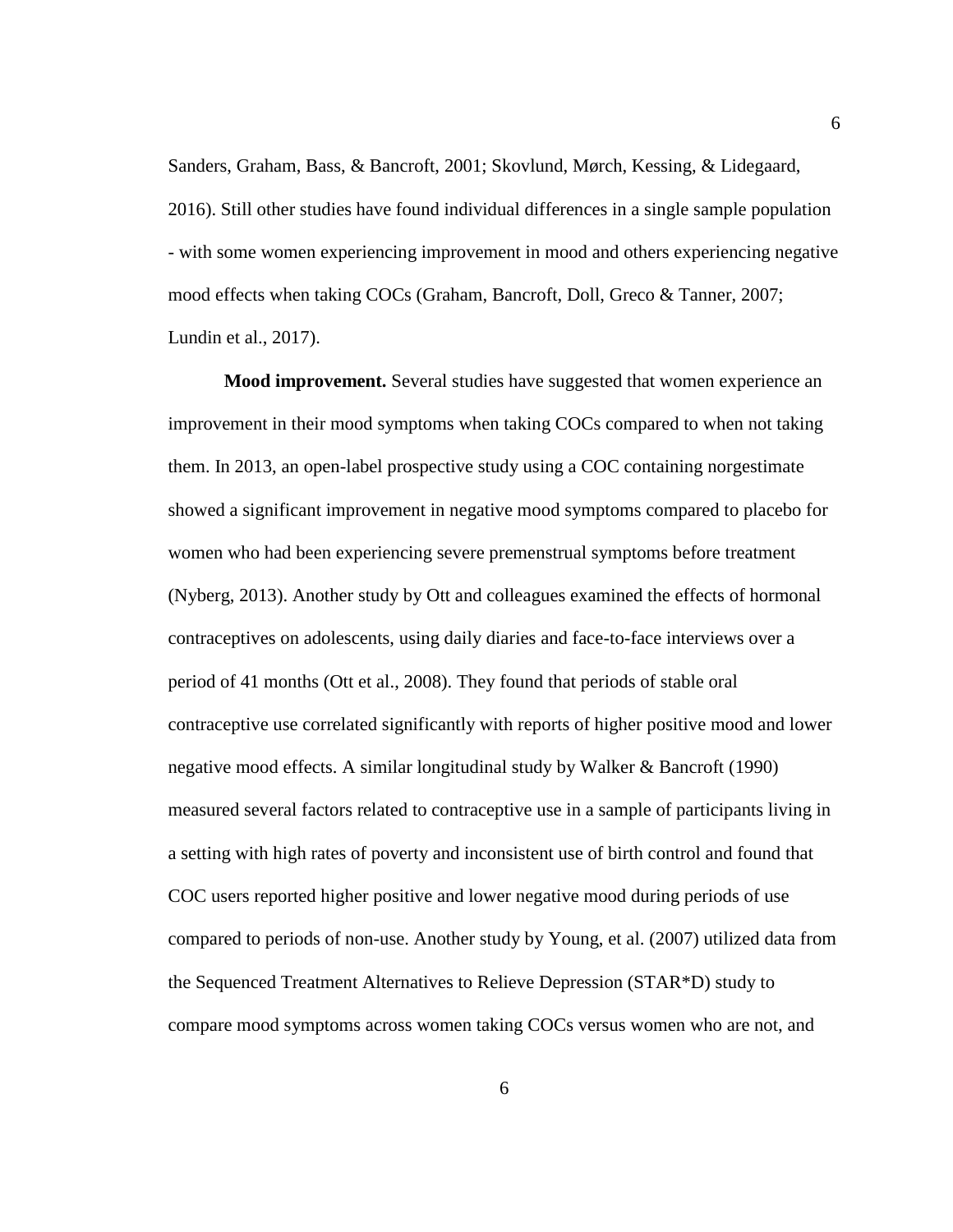Sanders, Graham, Bass, & Bancroft, 2001; Skovlund, Mørch, Kessing, & Lidegaard, 2016). Still other studies have found individual differences in a single sample population - with some women experiencing improvement in mood and others experiencing negative mood effects when taking COCs (Graham, Bancroft, Doll, Greco & Tanner, 2007; Lundin et al., 2017).

**Mood improvement.** Several studies have suggested that women experience an improvement in their mood symptoms when taking COCs compared to when not taking them. In 2013, an open-label prospective study using a COC containing norgestimate showed a significant improvement in negative mood symptoms compared to placebo for women who had been experiencing severe premenstrual symptoms before treatment (Nyberg, 2013). Another study by Ott and colleagues examined the effects of hormonal contraceptives on adolescents, using daily diaries and face-to-face interviews over a period of 41 months (Ott et al., 2008). They found that periods of stable oral contraceptive use correlated significantly with reports of higher positive mood and lower negative mood effects. A similar longitudinal study by Walker & Bancroft (1990) measured several factors related to contraceptive use in a sample of participants living in a setting with high rates of poverty and inconsistent use of birth control and found that COC users reported higher positive and lower negative mood during periods of use compared to periods of non-use. Another study by Young, et al. (2007) utilized data from the Sequenced Treatment Alternatives to Relieve Depression (STAR*D) study to compare mood symptoms across women taking COCs versus women who are not, and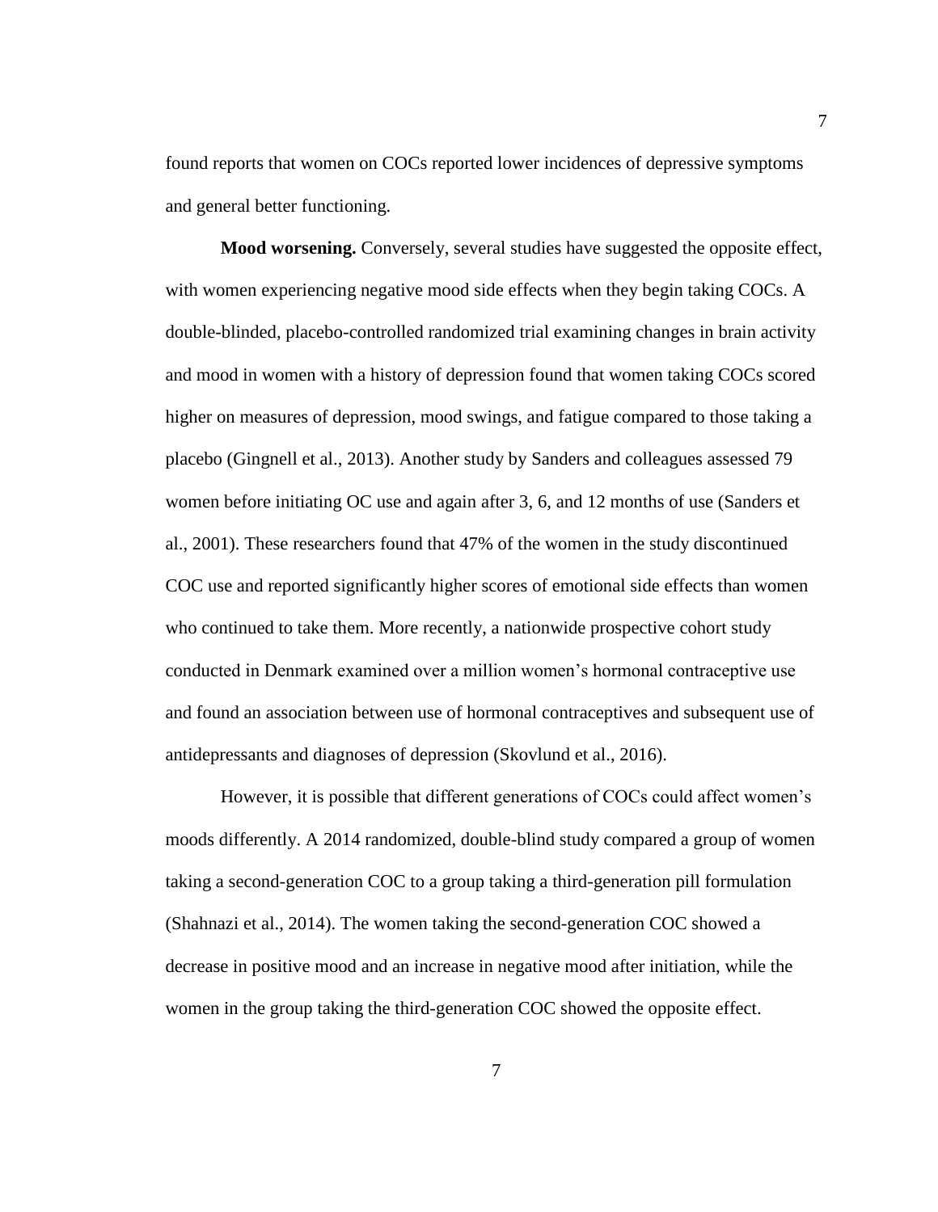found reports that women on COCs reported lower incidences of depressive symptoms and general better functioning.

**Mood worsening.** Conversely, several studies have suggested the opposite effect, with women experiencing negative mood side effects when they begin taking COCs. A double-blinded, placebo-controlled randomized trial examining changes in brain activity and mood in women with a history of depression found that women taking COCs scored higher on measures of depression, mood swings, and fatigue compared to those taking a placebo (Gingnell et al., 2013). Another study by Sanders and colleagues assessed 79 women before initiating OC use and again after 3, 6, and 12 months of use (Sanders et al., 2001). These researchers found that 47% of the women in the study discontinued COC use and reported significantly higher scores of emotional side effects than women who continued to take them. More recently, a nationwide prospective cohort study conducted in Denmark examined over a million women's hormonal contraceptive use and found an association between use of hormonal contraceptives and subsequent use of antidepressants and diagnoses of depression (Skovlund et al., 2016).

However, it is possible that different generations of COCs could affect women's moods differently. A 2014 randomized, double-blind study compared a group of women taking a second-generation COC to a group taking a third-generation pill formulation (Shahnazi et al., 2014). The women taking the second-generation COC showed a decrease in positive mood and an increase in negative mood after initiation, while the women in the group taking the third-generation COC showed the opposite effect.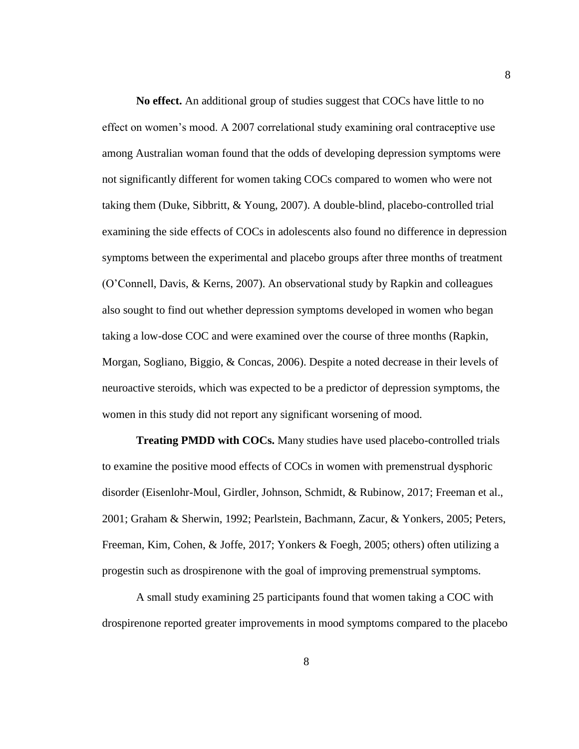**No effect.** An additional group of studies suggest that COCs have little to no effect on women's mood. A 2007 correlational study examining oral contraceptive use among Australian woman found that the odds of developing depression symptoms were not significantly different for women taking COCs compared to women who were not taking them (Duke, Sibbritt, & Young, 2007). A double-blind, placebo-controlled trial examining the side effects of COCs in adolescents also found no difference in depression symptoms between the experimental and placebo groups after three months of treatment (O'Connell, Davis, & Kerns, 2007). An observational study by Rapkin and colleagues also sought to find out whether depression symptoms developed in women who began taking a low-dose COC and were examined over the course of three months (Rapkin, Morgan, Sogliano, Biggio, & Concas, 2006). Despite a noted decrease in their levels of neuroactive steroids, which was expected to be a predictor of depression symptoms, the women in this study did not report any significant worsening of mood.

**Treating PMDD with COCs.** Many studies have used placebo-controlled trials to examine the positive mood effects of COCs in women with premenstrual dysphoric disorder (Eisenlohr-Moul, Girdler, Johnson, Schmidt, & Rubinow, 2017; Freeman et al., 2001; Graham & Sherwin, 1992; Pearlstein, Bachmann, Zacur, & Yonkers, 2005; Peters, Freeman, Kim, Cohen, & Joffe, 2017; Yonkers & Foegh, 2005; others) often utilizing a progestin such as drospirenone with the goal of improving premenstrual symptoms.

A small study examining 25 participants found that women taking a COC with drospirenone reported greater improvements in mood symptoms compared to the placebo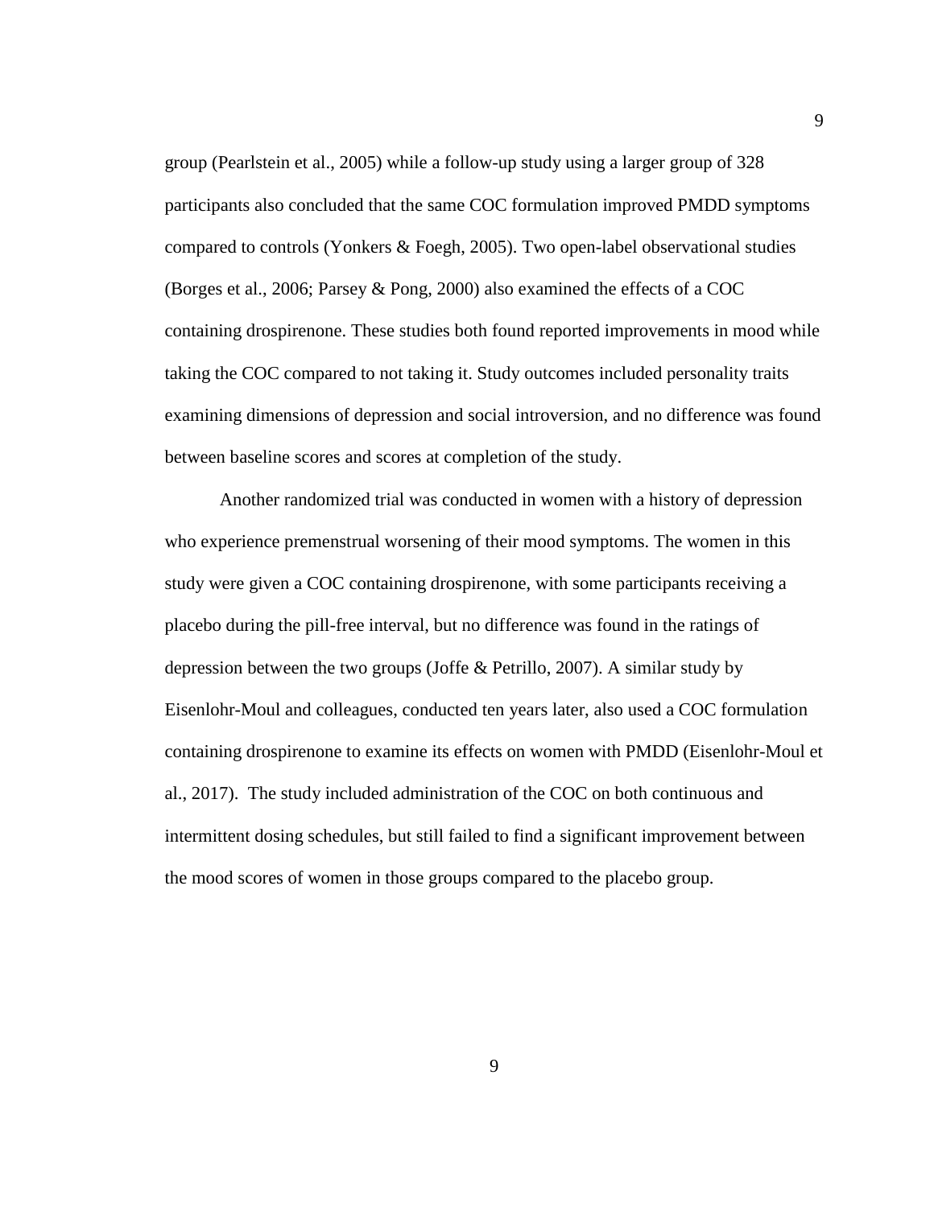group (Pearlstein et al., 2005) while a follow-up study using a larger group of 328 participants also concluded that the same COC formulation improved PMDD symptoms compared to controls (Yonkers & Foegh, 2005). Two open-label observational studies (Borges et al., 2006; Parsey & Pong, 2000) also examined the effects of a COC containing drospirenone. These studies both found reported improvements in mood while taking the COC compared to not taking it. Study outcomes included personality traits examining dimensions of depression and social introversion, and no difference was found between baseline scores and scores at completion of the study.

Another randomized trial was conducted in women with a history of depression who experience premenstrual worsening of their mood symptoms. The women in this study were given a COC containing drospirenone, with some participants receiving a placebo during the pill-free interval, but no difference was found in the ratings of depression between the two groups (Joffe & Petrillo, 2007). A similar study by Eisenlohr-Moul and colleagues, conducted ten years later, also used a COC formulation containing drospirenone to examine its effects on women with PMDD (Eisenlohr-Moul et al., 2017). The study included administration of the COC on both continuous and intermittent dosing schedules, but still failed to find a significant improvement between the mood scores of women in those groups compared to the placebo group.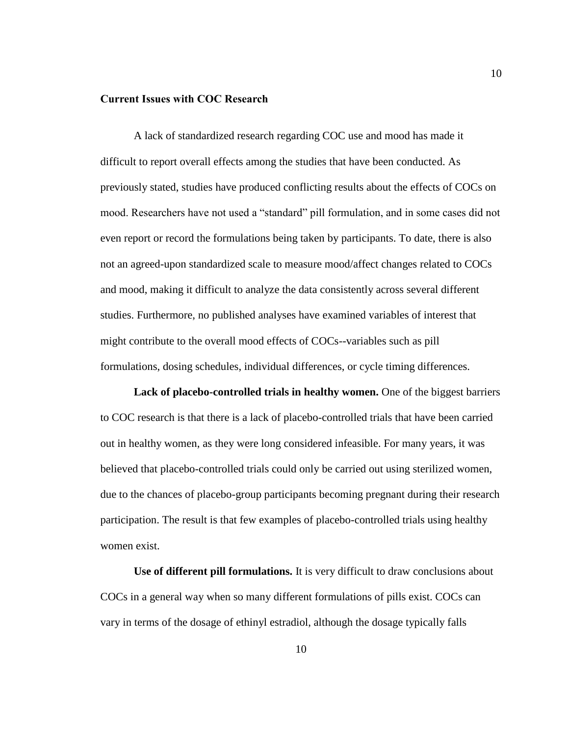## Current Issues with COC Research

A lack of standardized research regarding COC use and mood has made it difficult to report overall effects among the studies that have been conducted. As previously stated, studies have produced conflicting results about the effects of COCs on mood. Researchers have not used a "standard" pill formulation, and in some cases did not even report or record the formulations being taken by participants. To date, there is also not an agreed-upon standardized scale to measure mood/affect changes related to COCs and mood, making it difficult to analyze the data consistently across several different studies. Furthermore, no published analyses have examined variables of interest that might contribute to the overall mood effects of COCs--variables such as pill formulations, dosing schedules, individual differences, or cycle timing differences.

**Lack of placebo-controlled trials in healthy women.** One of the biggest barriers to COC research is that there is a lack of placebo-controlled trials that have been carried out in healthy women, as they were long considered infeasible. For many years, it was believed that placebo-controlled trials could only be carried out using sterilized women, due to the chances of placebo-group participants becoming pregnant during their research participation. The result is that few examples of placebo-controlled trials using healthy women exist.

**Use of different pill formulations.** It is very difficult to draw conclusions about COCs in a general way when so many different formulations of pills exist. COCs can vary in terms of the dosage of ethinyl estradiol, although the dosage typically falls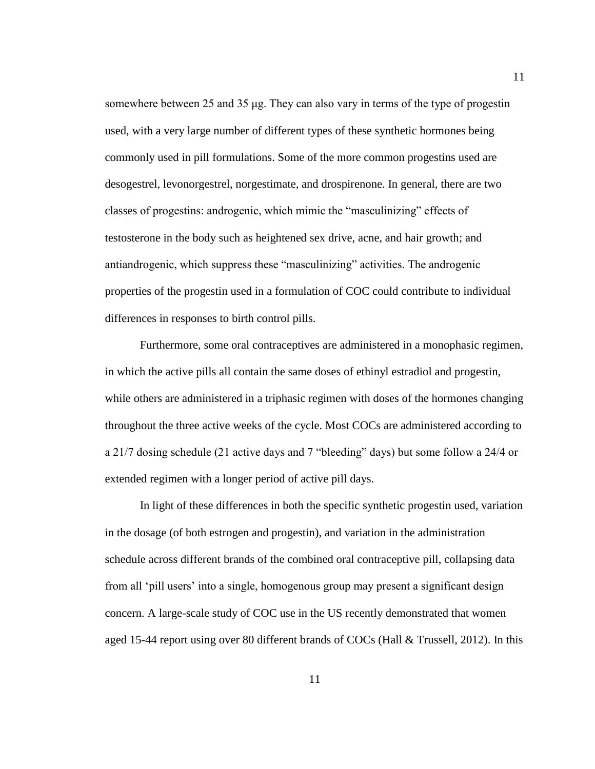somewhere between 25 and 35 μg. They can also vary in terms of the type of progestin used, with a very large number of different types of these synthetic hormones being commonly used in pill formulations. Some of the more common progestins used are desogestrel, levonorgestrel, norgestimate, and drospirenone. In general, there are two classes of progestins: androgenic, which mimic the "masculinizing" effects of testosterone in the body such as heightened sex drive, acne, and hair growth; and antiandrogenic, which suppress these "masculinizing" activities. The androgenic properties of the progestin used in a formulation of COC could contribute to individual differences in responses to birth control pills.

Furthermore, some oral contraceptives are administered in a monophasic regimen, in which the active pills all contain the same doses of ethinyl estradiol and progestin, while others are administered in a triphasic regimen with doses of the hormones changing throughout the three active weeks of the cycle. Most COCs are administered according to a 21/7 dosing schedule (21 active days and 7 "bleeding" days) but some follow a 24/4 or extended regimen with a longer period of active pill days.

In light of these differences in both the specific synthetic progestin used, variation in the dosage (of both estrogen and progestin), and variation in the administration schedule across different brands of the combined oral contraceptive pill, collapsing data from all 'pill users' into a single, homogenous group may present a significant design concern. A large-scale study of COC use in the US recently demonstrated that women aged 15-44 report using over 80 different brands of COCs (Hall & Trussell, 2012). In this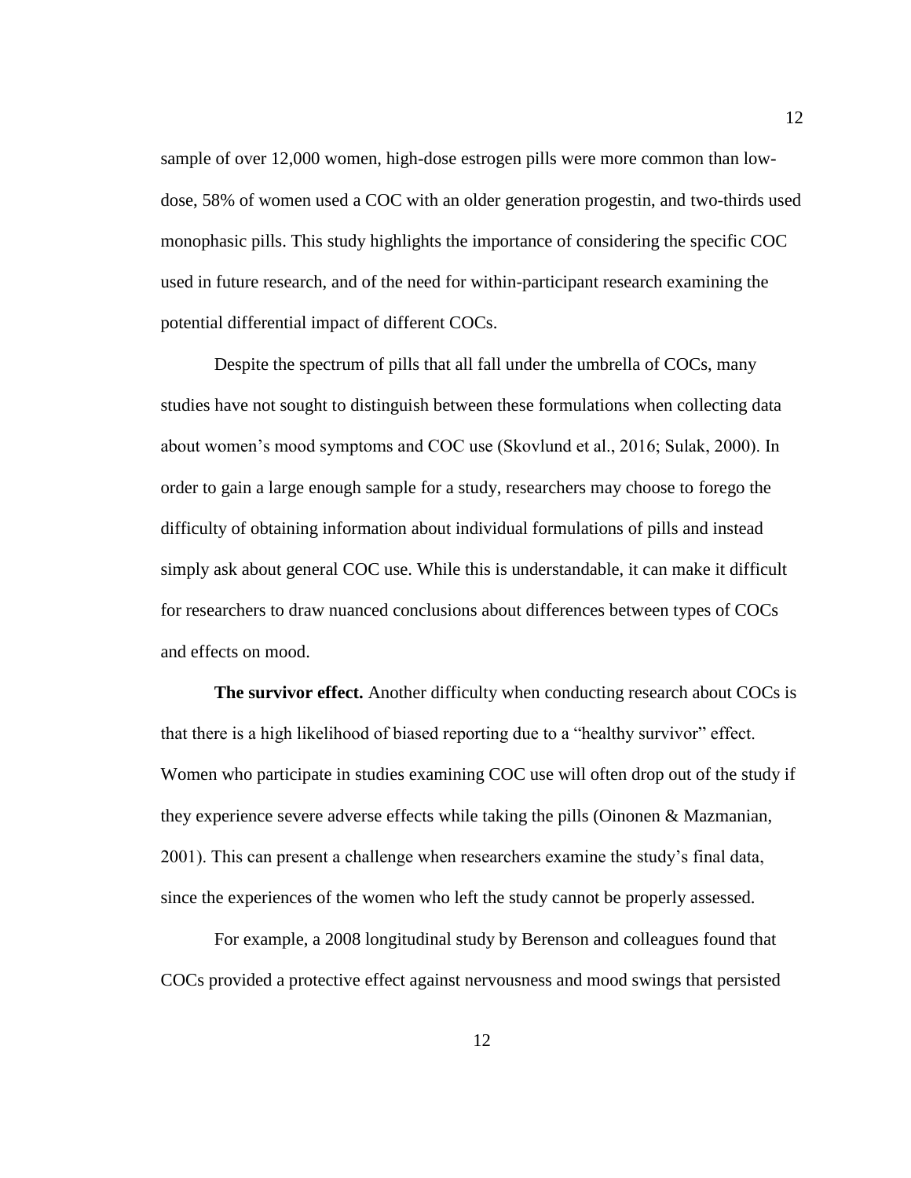sample of over 12,000 women, high-dose estrogen pills were more common than low-dose, 58% of women used a COC with an older generation progestin, and two-thirds used monophasic pills. This study highlights the importance of considering the specific COC used in future research, and of the need for within-participant research examining the potential differential impact of different COCs.

Despite the spectrum of pills that all fall under the umbrella of COCs, many studies have not sought to distinguish between these formulations when collecting data about women's mood symptoms and COC use (Skovlund et al., 2016; Sulak, 2000). In order to gain a large enough sample for a study, researchers may choose to forego the difficulty of obtaining information about individual formulations of pills and instead simply ask about general COC use. While this is understandable, it can make it difficult for researchers to draw nuanced conclusions about differences between types of COCs and effects on mood.

**The survivor effect.** Another difficulty when conducting research about COCs is that there is a high likelihood of biased reporting due to a "healthy survivor" effect. Women who participate in studies examining COC use will often drop out of the study if they experience severe adverse effects while taking the pills (Oinonen & Mazmanian, 2001). This can present a challenge when researchers examine the study's final data, since the experiences of the women who left the study cannot be properly assessed.

For example, a 2008 longitudinal study by Berenson and colleagues found that COCs provided a protective effect against nervousness and mood swings that persisted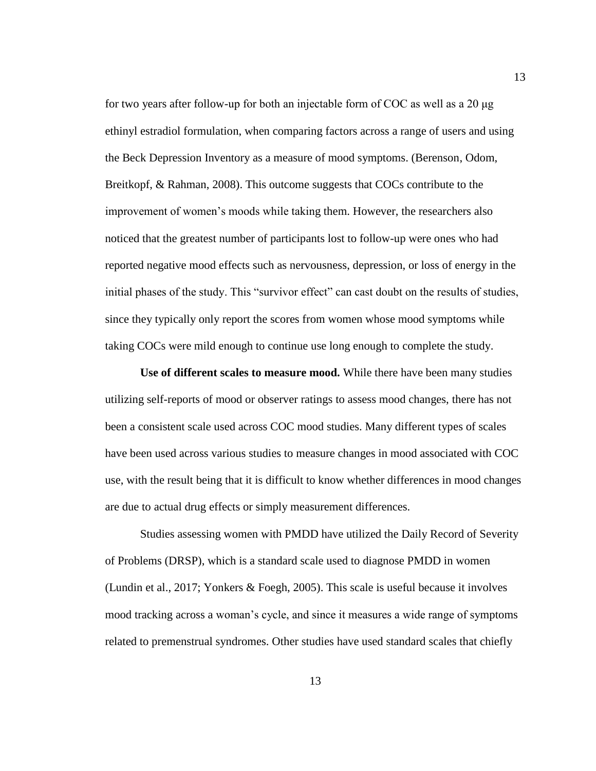for two years after follow-up for both an injectable form of COC as well as a 20 μg ethinyl estradiol formulation, when comparing factors across a range of users and using the Beck Depression Inventory as a measure of mood symptoms. (Berenson, Odom, Breitkopf, & Rahman, 2008). This outcome suggests that COCs contribute to the improvement of women's moods while taking them. However, the researchers also noticed that the greatest number of participants lost to follow-up were ones who had reported negative mood effects such as nervousness, depression, or loss of energy in the initial phases of the study. This "survivor effect" can cast doubt on the results of studies, since they typically only report the scores from women whose mood symptoms while taking COCs were mild enough to continue use long enough to complete the study.

**Use of different scales to measure mood.** While there have been many studies utilizing self-reports of mood or observer ratings to assess mood changes, there has not been a consistent scale used across COC mood studies. Many different types of scales have been used across various studies to measure changes in mood associated with COC use, with the result being that it is difficult to know whether differences in mood changes are due to actual drug effects or simply measurement differences.

Studies assessing women with PMDD have utilized the Daily Record of Severity of Problems (DRSP), which is a standard scale used to diagnose PMDD in women (Lundin et al., 2017; Yonkers & Foegh, 2005). This scale is useful because it involves mood tracking across a woman's cycle, and since it measures a wide range of symptoms related to premenstrual syndromes. Other studies have used standard scales that chiefly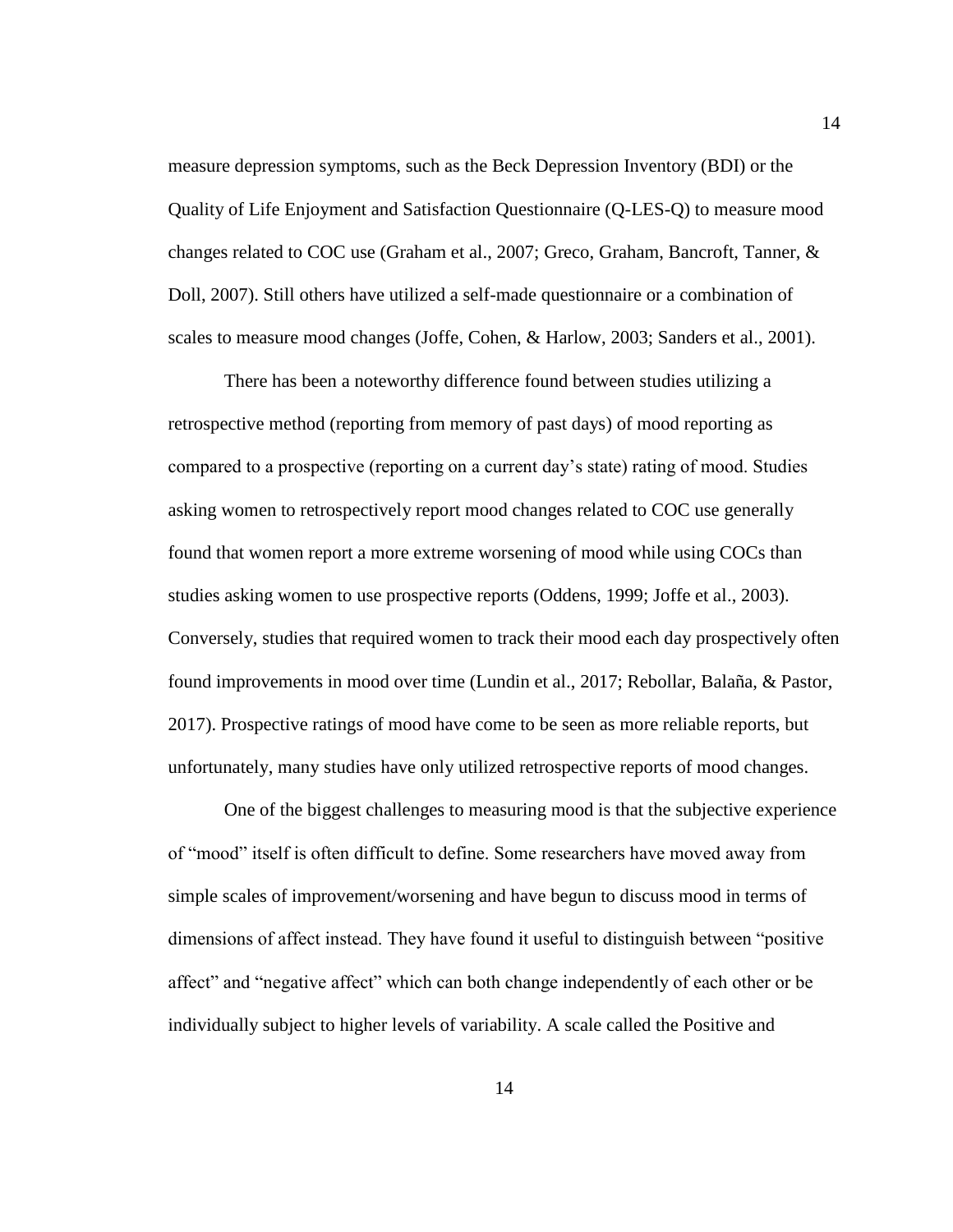measure depression symptoms, such as the Beck Depression Inventory (BDI) or the Quality of Life Enjoyment and Satisfaction Questionnaire (Q-LES-Q) to measure mood changes related to COC use (Graham et al., 2007; Greco, Graham, Bancroft, Tanner, & Doll, 2007). Still others have utilized a self-made questionnaire or a combination of scales to measure mood changes (Joffe, Cohen, & Harlow, 2003; Sanders et al., 2001).

There has been a noteworthy difference found between studies utilizing a retrospective method (reporting from memory of past days) of mood reporting as compared to a prospective (reporting on a current day's state) rating of mood. Studies asking women to retrospectively report mood changes related to COC use generally found that women report a more extreme worsening of mood while using COCs than studies asking women to use prospective reports (Oddens, 1999; Joffe et al., 2003). Conversely, studies that required women to track their mood each day prospectively often found improvements in mood over time (Lundin et al., 2017; Rebollar, Balaña, & Pastor, 2017). Prospective ratings of mood have come to be seen as more reliable reports, but unfortunately, many studies have only utilized retrospective reports of mood changes.

One of the biggest challenges to measuring mood is that the subjective experience of "mood" itself is often difficult to define. Some researchers have moved away from simple scales of improvement/worsening and have begun to discuss mood in terms of dimensions of affect instead. They have found it useful to distinguish between "positive affect" and "negative affect" which can both change independently of each other or be individually subject to higher levels of variability. A scale called the Positive and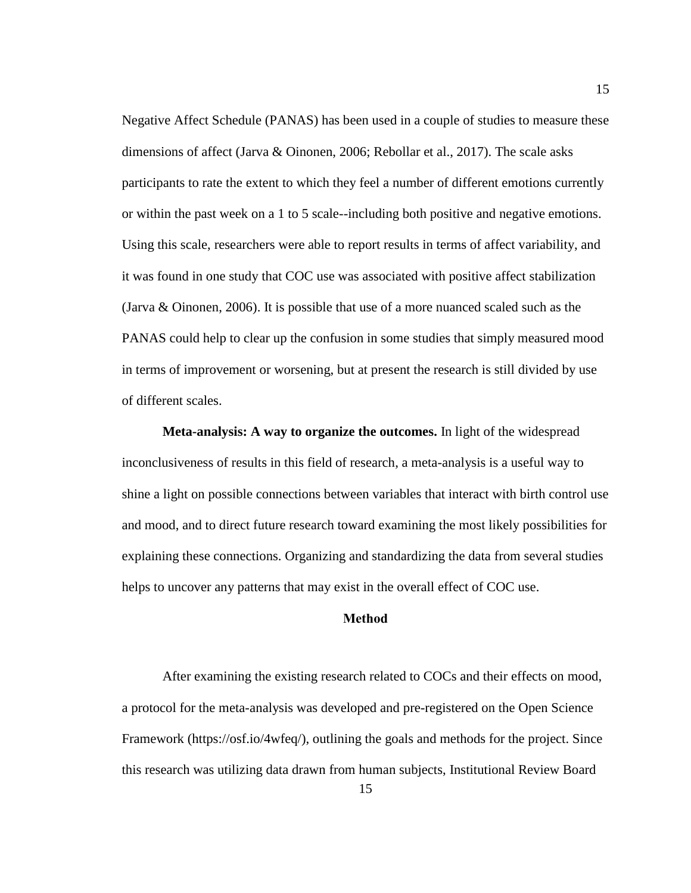Negative Affect Schedule (PANAS) has been used in a couple of studies to measure these dimensions of affect (Jarva & Oinonen, 2006; Rebollar et al., 2017). The scale asks participants to rate the extent to which they feel a number of different emotions currently or within the past week on a 1 to 5 scale--including both positive and negative emotions. Using this scale, researchers were able to report results in terms of affect variability, and it was found in one study that COC use was associated with positive affect stabilization (Jarva & Oinonen, 2006). It is possible that use of a more nuanced scaled such as the PANAS could help to clear up the confusion in some studies that simply measured mood in terms of improvement or worsening, but at present the research is still divided by use of different scales.

**Meta-analysis: A way to organize the outcomes.** In light of the widespread inconclusiveness of results in this field of research, a meta-analysis is a useful way to shine a light on possible connections between variables that interact with birth control use and mood, and to direct future research toward examining the most likely possibilities for explaining these connections. Organizing and standardizing the data from several studies helps to uncover any patterns that may exist in the overall effect of COC use.

## Method

After examining the existing research related to COCs and their effects on mood, a protocol for the meta-analysis was developed and pre-registered on the Open Science Framework (https://osf.io/4wfeq/), outlining the goals and methods for the project. Since this research was utilizing data drawn from human subjects, Institutional Review Board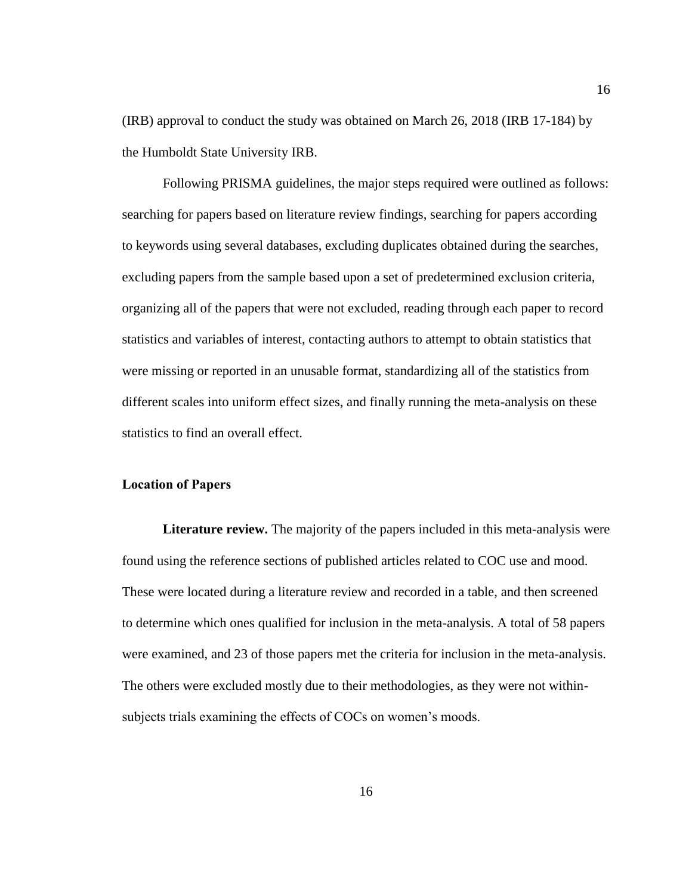(IRB) approval to conduct the study was obtained on March 26, 2018 (IRB 17-184) by the Humboldt State University IRB.

Following PRISMA guidelines, the major steps required were outlined as follows: searching for papers based on literature review findings, searching for papers according to keywords using several databases, excluding duplicates obtained during the searches, excluding papers from the sample based upon a set of predetermined exclusion criteria, organizing all of the papers that were not excluded, reading through each paper to record statistics and variables of interest, contacting authors to attempt to obtain statistics that were missing or reported in an unusable format, standardizing all of the statistics from different scales into uniform effect sizes, and finally running the meta-analysis on these statistics to find an overall effect.

## Location of Papers

**Literature review.** The majority of the papers included in this meta-analysis were found using the reference sections of published articles related to COC use and mood. These were located during a literature review and recorded in a table, and then screened to determine which ones qualified for inclusion in the meta-analysis. A total of 58 papers were examined, and 23 of those papers met the criteria for inclusion in the meta-analysis. The others were excluded mostly due to their methodologies, as they were not within-subjects trials examining the effects of COCs on women's moods.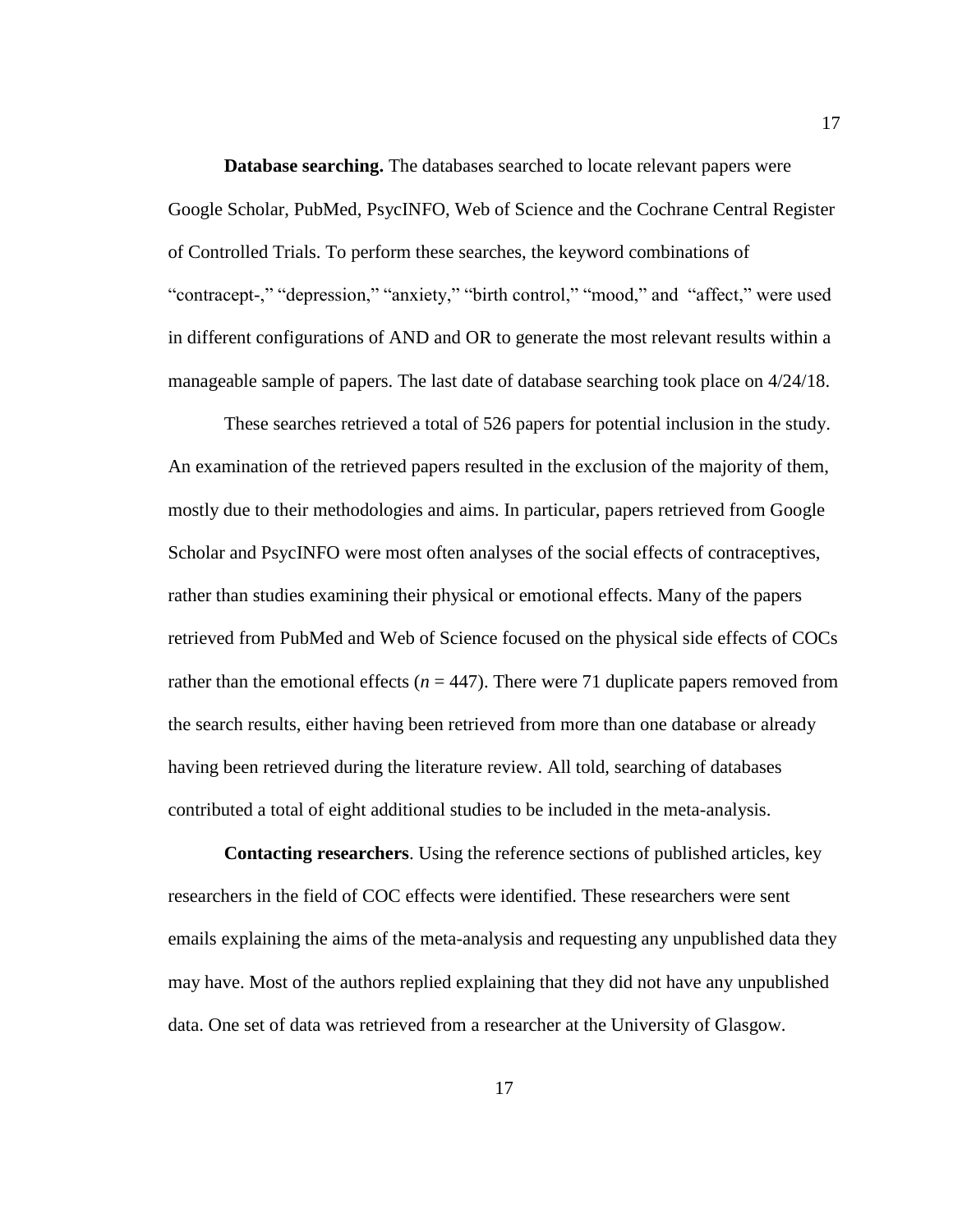**Database searching.** The databases searched to locate relevant papers were Google Scholar, PubMed, PsycINFO, Web of Science and the Cochrane Central Register of Controlled Trials. To perform these searches, the keyword combinations of "contracept-," "depression," "anxiety," "birth control," "mood," and "affect," were used in different configurations of AND and OR to generate the most relevant results within a manageable sample of papers. The last date of database searching took place on 4/24/18.

These searches retrieved a total of 526 papers for potential inclusion in the study. An examination of the retrieved papers resulted in the exclusion of the majority of them, mostly due to their methodologies and aims. In particular, papers retrieved from Google Scholar and PsycINFO were most often analyses of the social effects of contraceptives, rather than studies examining their physical or emotional effects. Many of the papers retrieved from PubMed and Web of Science focused on the physical side effects of COCs rather than the emotional effects ($n$ = 447). There were 71 duplicate papers removed from the search results, either having been retrieved from more than one database or already having been retrieved during the literature review. All told, searching of databases contributed a total of eight additional studies to be included in the meta-analysis.

**Contacting researchers**. Using the reference sections of published articles, key researchers in the field of COC effects were identified. These researchers were sent emails explaining the aims of the meta-analysis and requesting any unpublished data they may have. Most of the authors replied explaining that they did not have any unpublished data. One set of data was retrieved from a researcher at the University of Glasgow.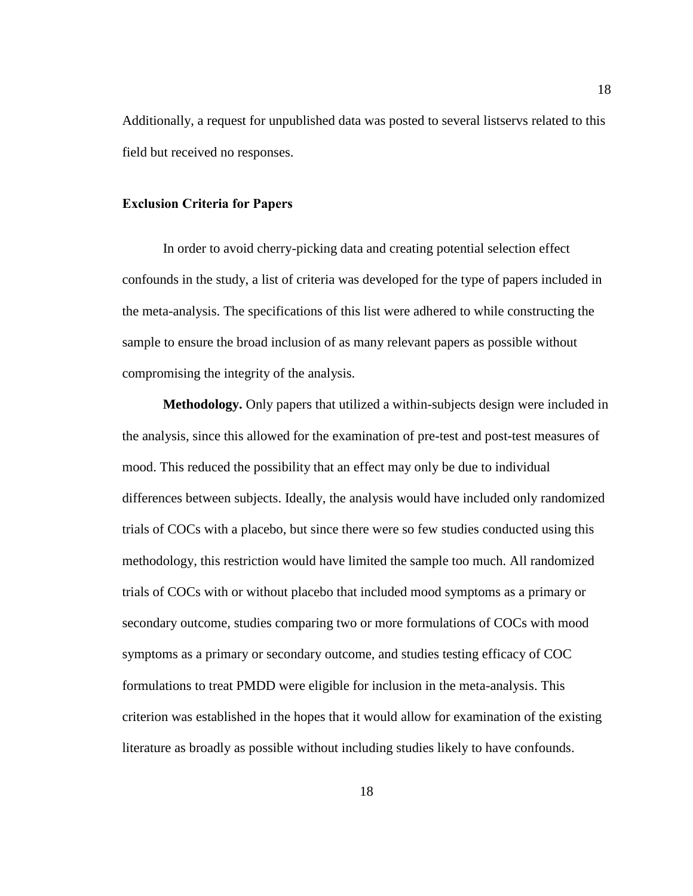Additionally, a request for unpublished data was posted to several listservs related to this field but received no responses.

### Exclusion Criteria for Papers

In order to avoid cherry-picking data and creating potential selection effect confounds in the study, a list of criteria was developed for the type of papers included in the meta-analysis. The specifications of this list were adhered to while constructing the sample to ensure the broad inclusion of as many relevant papers as possible without compromising the integrity of the analysis.

**Methodology.** Only papers that utilized a within-subjects design were included in the analysis, since this allowed for the examination of pre-test and post-test measures of mood. This reduced the possibility that an effect may only be due to individual differences between subjects. Ideally, the analysis would have included only randomized trials of COCs with a placebo, but since there were so few studies conducted using this methodology, this restriction would have limited the sample too much. All randomized trials of COCs with or without placebo that included mood symptoms as a primary or secondary outcome, studies comparing two or more formulations of COCs with mood symptoms as a primary or secondary outcome, and studies testing efficacy of COC formulations to treat PMDD were eligible for inclusion in the meta-analysis. This criterion was established in the hopes that it would allow for examination of the existing literature as broadly as possible without including studies likely to have confounds.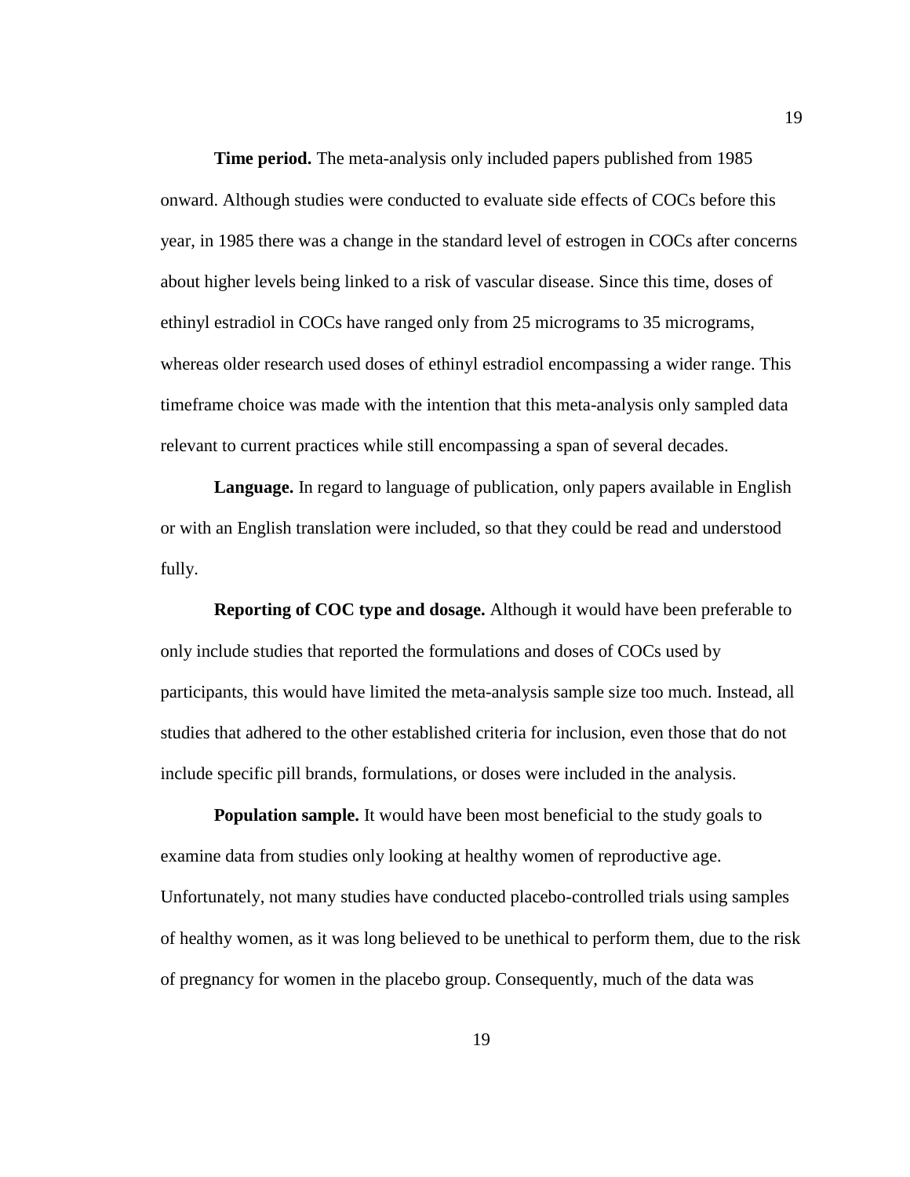**Time period.** The meta-analysis only included papers published from 1985 onward. Although studies were conducted to evaluate side effects of COCs before this year, in 1985 there was a change in the standard level of estrogen in COCs after concerns about higher levels being linked to a risk of vascular disease. Since this time, doses of ethinyl estradiol in COCs have ranged only from 25 micrograms to 35 micrograms, whereas older research used doses of ethinyl estradiol encompassing a wider range. This timeframe choice was made with the intention that this meta-analysis only sampled data relevant to current practices while still encompassing a span of several decades.

**Language.** In regard to language of publication, only papers available in English or with an English translation were included, so that they could be read and understood fully.

**Reporting of COC type and dosage.** Although it would have been preferable to only include studies that reported the formulations and doses of COCs used by participants, this would have limited the meta-analysis sample size too much. Instead, all studies that adhered to the other established criteria for inclusion, even those that do not include specific pill brands, formulations, or doses were included in the analysis.

**Population sample.** It would have been most beneficial to the study goals to examine data from studies only looking at healthy women of reproductive age. Unfortunately, not many studies have conducted placebo-controlled trials using samples of healthy women, as it was long believed to be unethical to perform them, due to the risk of pregnancy for women in the placebo group. Consequently, much of the data was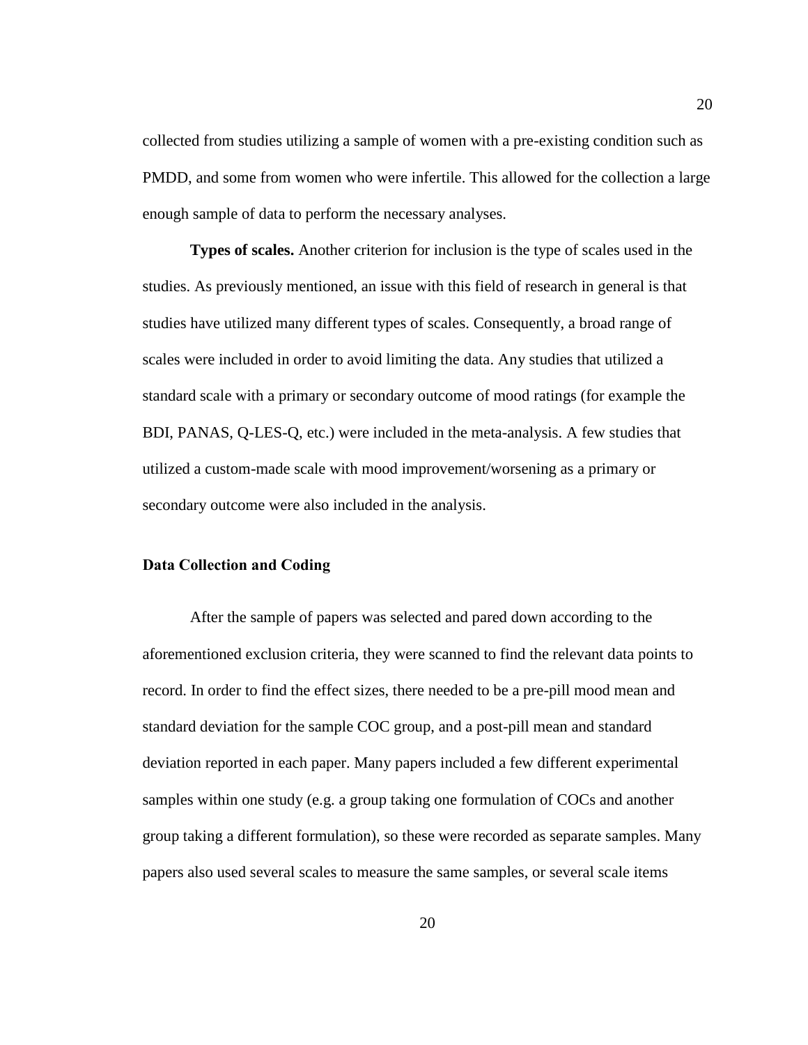collected from studies utilizing a sample of women with a pre-existing condition such as PMDD, and some from women who were infertile. This allowed for the collection a large enough sample of data to perform the necessary analyses.

**Types of scales.** Another criterion for inclusion is the type of scales used in the studies. As previously mentioned, an issue with this field of research in general is that studies have utilized many different types of scales. Consequently, a broad range of scales were included in order to avoid limiting the data. Any studies that utilized a standard scale with a primary or secondary outcome of mood ratings (for example the BDI, PANAS, Q-LES-Q, etc.) were included in the meta-analysis. A few studies that utilized a custom-made scale with mood improvement/worsening as a primary or secondary outcome were also included in the analysis.

## Data Collection and Coding

After the sample of papers was selected and pared down according to the aforementioned exclusion criteria, they were scanned to find the relevant data points to record. In order to find the effect sizes, there needed to be a pre-pill mood mean and standard deviation for the sample COC group, and a post-pill mean and standard deviation reported in each paper. Many papers included a few different experimental samples within one study (e.g. a group taking one formulation of COCs and another group taking a different formulation), so these were recorded as separate samples. Many papers also used several scales to measure the same samples, or several scale items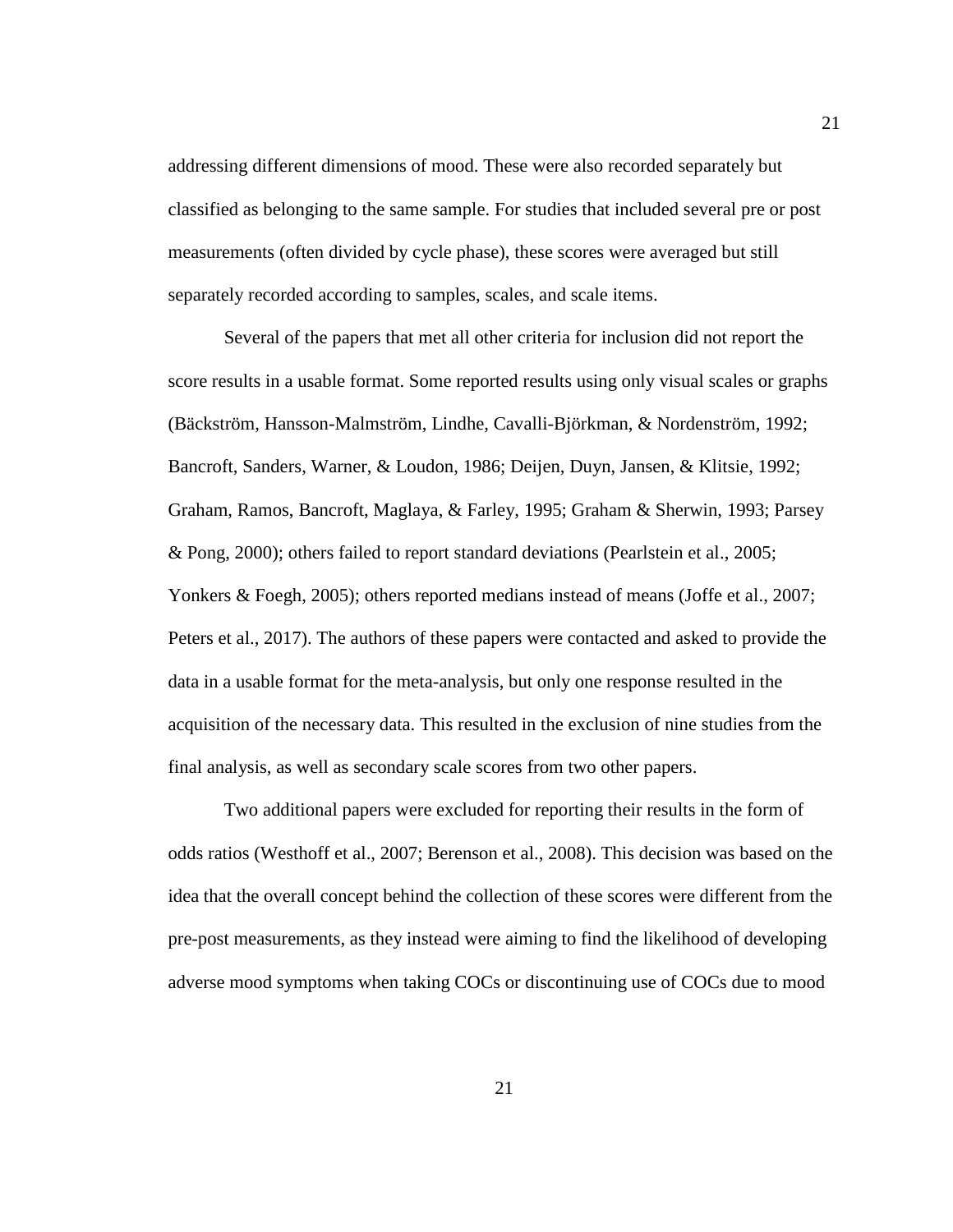addressing different dimensions of mood. These were also recorded separately but classified as belonging to the same sample. For studies that included several pre or post measurements (often divided by cycle phase), these scores were averaged but still separately recorded according to samples, scales, and scale items.

Several of the papers that met all other criteria for inclusion did not report the score results in a usable format. Some reported results using only visual scales or graphs (Bäckström, Hansson-Malmström, Lindhe, Cavalli-Björkman, & Nordenström, 1992; Bancroft, Sanders, Warner, & Loudon, 1986; Deijen, Duyn, Jansen, & Klitsie, 1992; Graham, Ramos, Bancroft, Maglaya, & Farley, 1995; Graham & Sherwin, 1993; Parsey & Pong, 2000); others failed to report standard deviations (Pearlstein et al., 2005; Yonkers & Foegh, 2005); others reported medians instead of means (Joffe et al., 2007; Peters et al., 2017). The authors of these papers were contacted and asked to provide the data in a usable format for the meta-analysis, but only one response resulted in the acquisition of the necessary data. This resulted in the exclusion of nine studies from the final analysis, as well as secondary scale scores from two other papers.

Two additional papers were excluded for reporting their results in the form of odds ratios (Westhoff et al., 2007; Berenson et al., 2008). This decision was based on the idea that the overall concept behind the collection of these scores were different from the pre-post measurements, as they instead were aiming to find the likelihood of developing adverse mood symptoms when taking COCs or discontinuing use of COCs due to mood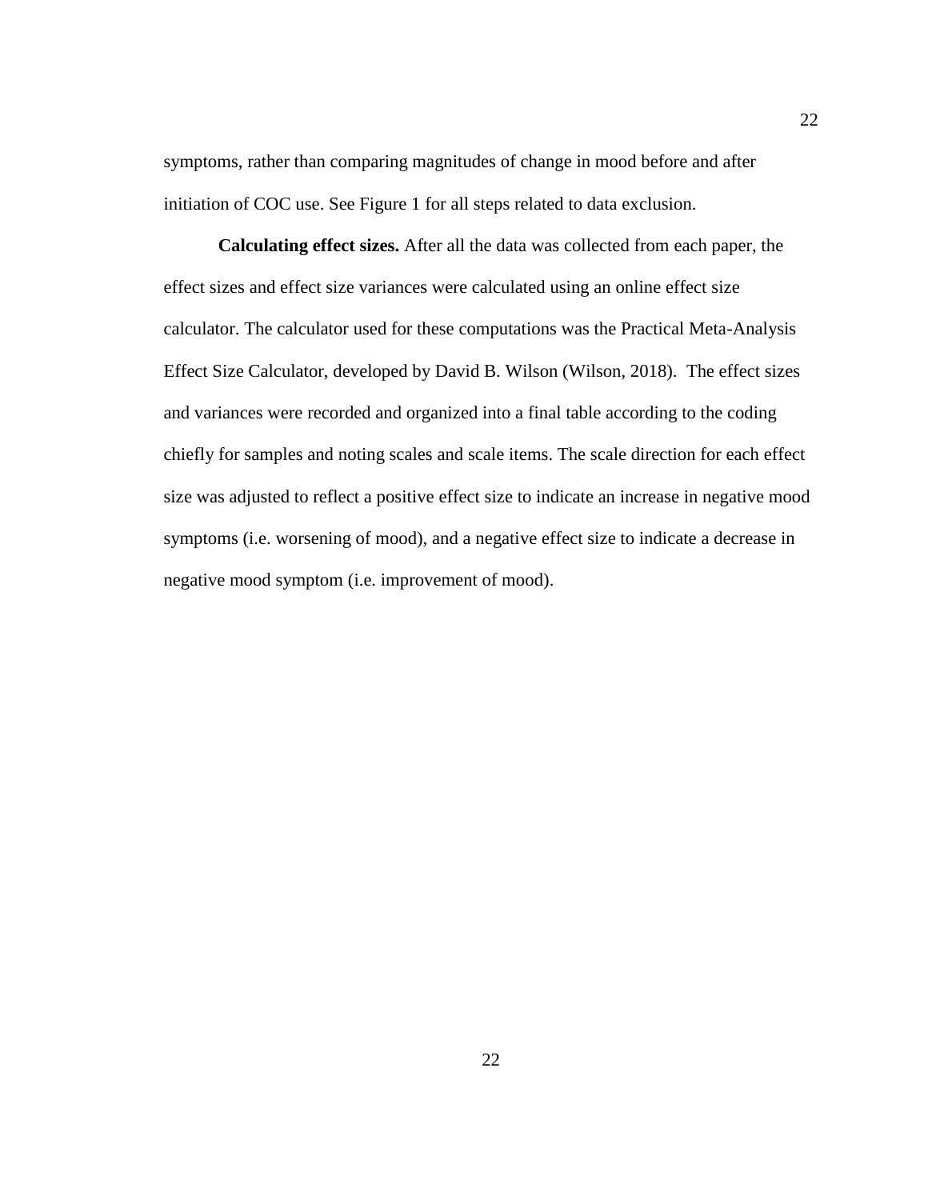symptoms, rather than comparing magnitudes of change in mood before and after initiation of COC use. See Figure 1 for all steps related to data exclusion.

**Calculating effect sizes.** After all the data was collected from each paper, the effect sizes and effect size variances were calculated using an online effect size calculator. The calculator used for these computations was the Practical Meta-Analysis Effect Size Calculator, developed by David B. Wilson (Wilson, 2018). The effect sizes and variances were recorded and organized into a final table according to the coding chiefly for samples and noting scales and scale items. The scale direction for each effect size was adjusted to reflect a positive effect size to indicate an increase in negative mood symptoms (i.e. worsening of mood), and a negative effect size to indicate a decrease in negative mood symptom (i.e. improvement of mood).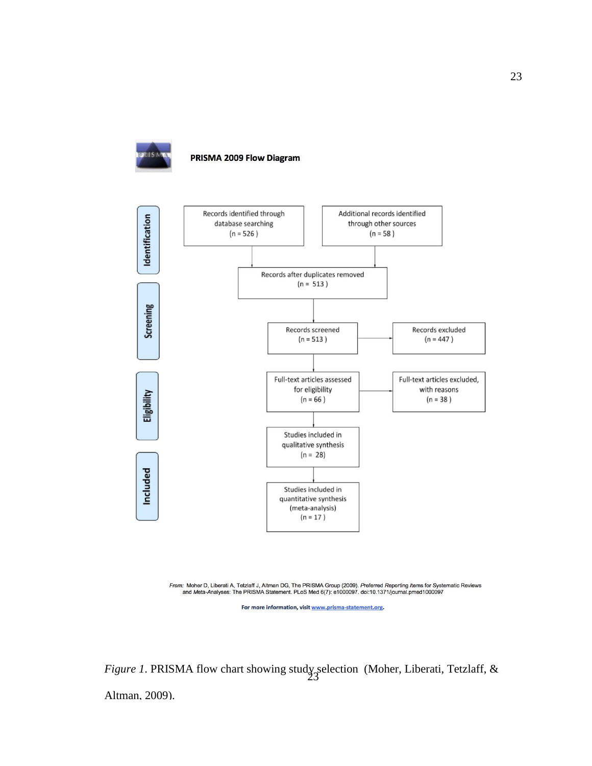**PRISMA 2009 Flow Diagram**

**Identification**

Records identified through database searching (n = 526)

Additional records identified through other sources (n = 58)

Records after duplicates removed (n = 513)

**Screening**

Records screened (n = 513)

Records excluded (n = 447)

**Eligibility**

Full-text articles assessed for eligibility (n = 66)

Full-text articles excluded, with reasons (n = 38)

**Included**

Studies included in qualitative synthesis (n = 28)

Studies included in quantitative synthesis (meta-analysis) (n = 17)

*From:* Moher D, Liberati A, Tetzlaff J, Altman DG, The PRISMA Group (2009). *P*referred *R*eporting *I*tems for *S*ystematic Reviews and *M*eta-*A*nalyses: The PRISMA Statement. PLoS Med 6(7): e1000097. doi:10.1371/journal.pmed1000097

**For more information, visit www.prisma-statement.org.**

*Figure 1*. PRISMA flow chart showing study selection (Moher, Liberati, Tetzlaff, & Altman, 2009).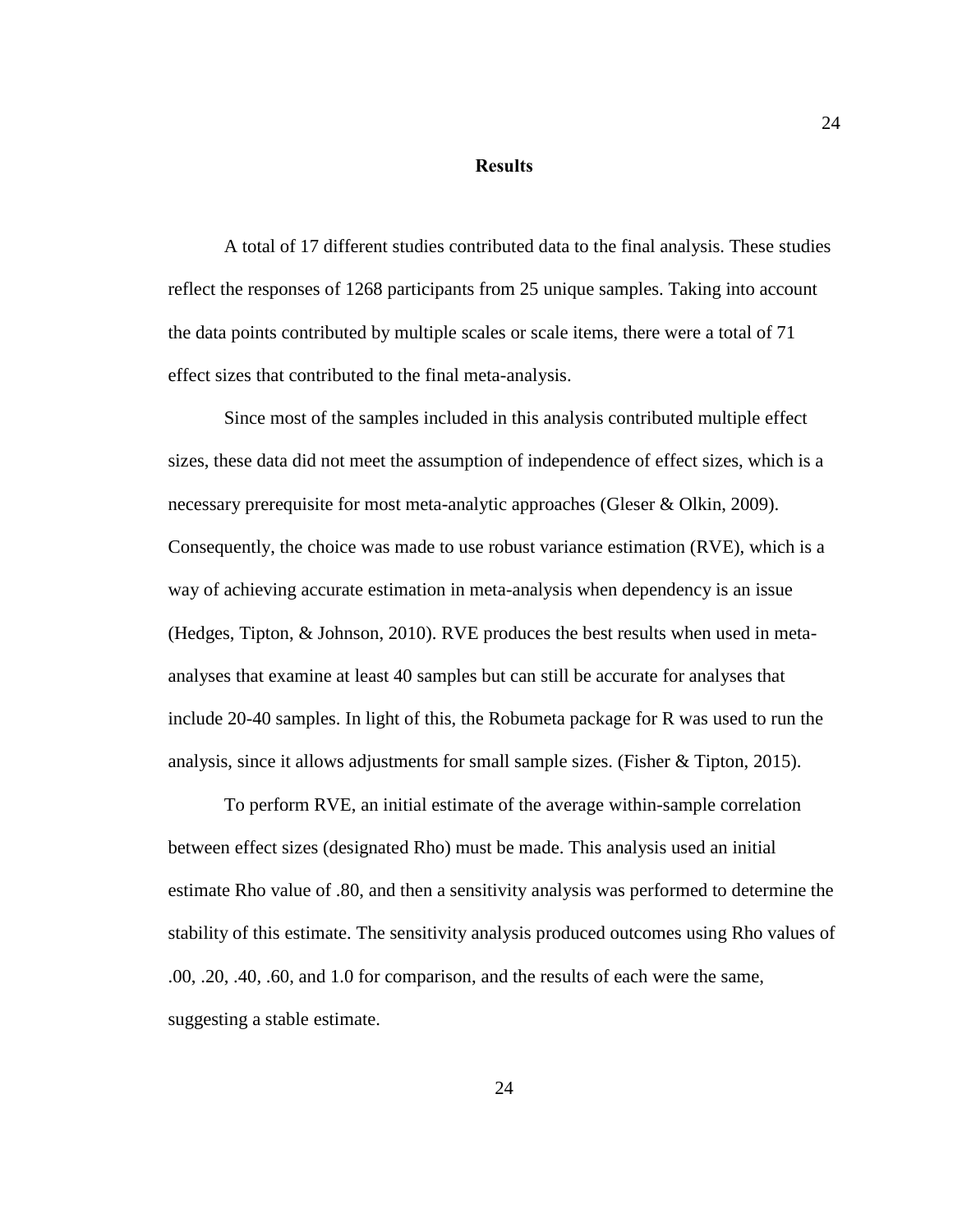# Results

A total of 17 different studies contributed data to the final analysis. These studies reflect the responses of 1268 participants from 25 unique samples. Taking into account the data points contributed by multiple scales or scale items, there were a total of 71 effect sizes that contributed to the final meta-analysis.

Since most of the samples included in this analysis contributed multiple effect sizes, these data did not meet the assumption of independence of effect sizes, which is a necessary prerequisite for most meta-analytic approaches (Gleser & Olkin, 2009). Consequently, the choice was made to use robust variance estimation (RVE), which is a way of achieving accurate estimation in meta-analysis when dependency is an issue (Hedges, Tipton, & Johnson, 2010). RVE produces the best results when used in meta-analyses that examine at least 40 samples but can still be accurate for analyses that include 20-40 samples. In light of this, the Robumeta package for R was used to run the analysis, since it allows adjustments for small sample sizes. (Fisher & Tipton, 2015).

To perform RVE, an initial estimate of the average within-sample correlation between effect sizes (designated Rho) must be made. This analysis used an initial estimate Rho value of .80, and then a sensitivity analysis was performed to determine the stability of this estimate. The sensitivity analysis produced outcomes using Rho values of .00, .20, .40, .60, and 1.0 for comparison, and the results of each were the same, suggesting a stable estimate.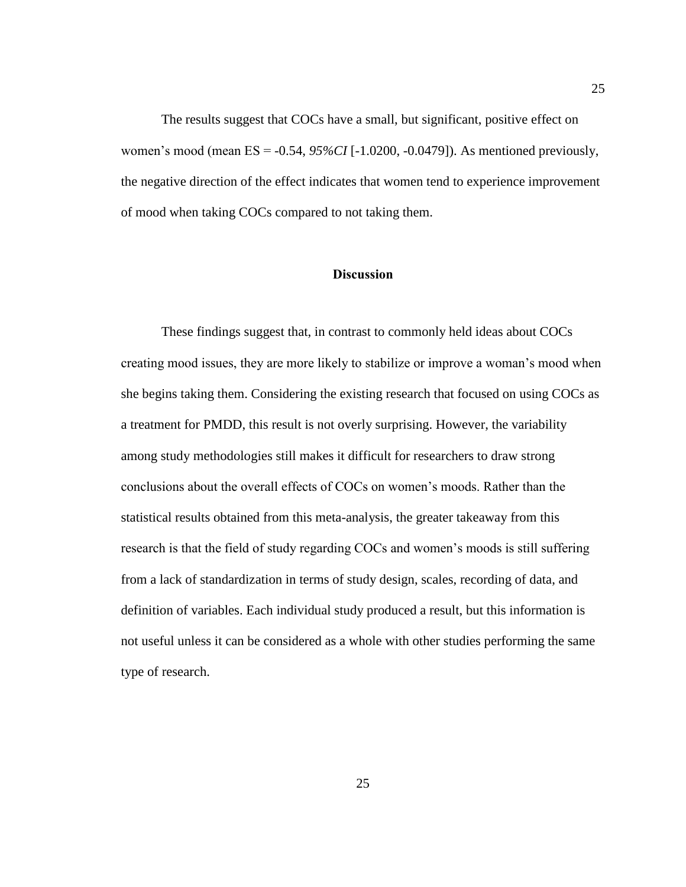The results suggest that COCs have a small, but significant, positive effect on women's mood (mean ES = -0.54, *95%CI* [-1.0200, -0.0479]). As mentioned previously, the negative direction of the effect indicates that women tend to experience improvement of mood when taking COCs compared to not taking them.

## Discussion

These findings suggest that, in contrast to commonly held ideas about COCs creating mood issues, they are more likely to stabilize or improve a woman's mood when she begins taking them. Considering the existing research that focused on using COCs as a treatment for PMDD, this result is not overly surprising. However, the variability among study methodologies still makes it difficult for researchers to draw strong conclusions about the overall effects of COCs on women's moods. Rather than the statistical results obtained from this meta-analysis, the greater takeaway from this research is that the field of study regarding COCs and women's moods is still suffering from a lack of standardization in terms of study design, scales, recording of data, and definition of variables. Each individual study produced a result, but this information is not useful unless it can be considered as a whole with other studies performing the same type of research.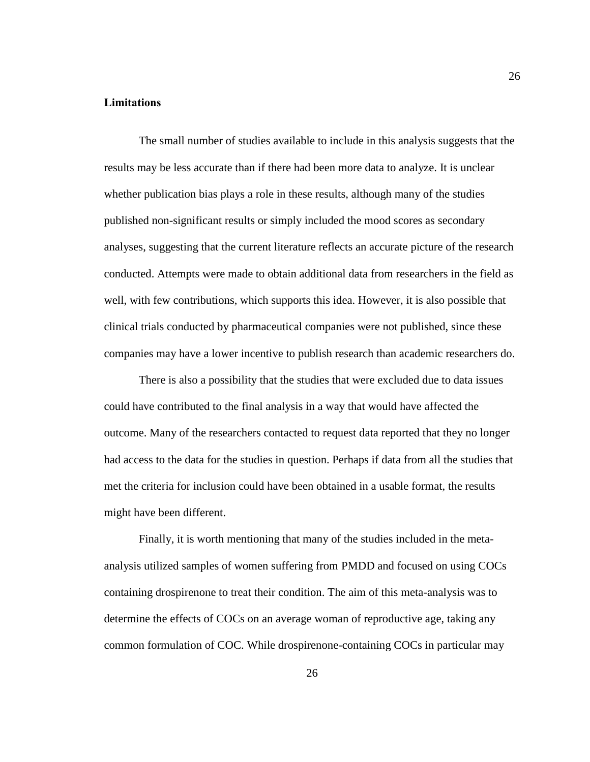**Limitations**

The small number of studies available to include in this analysis suggests that the results may be less accurate than if there had been more data to analyze. It is unclear whether publication bias plays a role in these results, although many of the studies published non-significant results or simply included the mood scores as secondary analyses, suggesting that the current literature reflects an accurate picture of the research conducted. Attempts were made to obtain additional data from researchers in the field as well, with few contributions, which supports this idea. However, it is also possible that clinical trials conducted by pharmaceutical companies were not published, since these companies may have a lower incentive to publish research than academic researchers do.

There is also a possibility that the studies that were excluded due to data issues could have contributed to the final analysis in a way that would have affected the outcome. Many of the researchers contacted to request data reported that they no longer had access to the data for the studies in question. Perhaps if data from all the studies that met the criteria for inclusion could have been obtained in a usable format, the results might have been different.

Finally, it is worth mentioning that many of the studies included in the meta-analysis utilized samples of women suffering from PMDD and focused on using COCs containing drospirenone to treat their condition. The aim of this meta-analysis was to determine the effects of COCs on an average woman of reproductive age, taking any common formulation of COC. While drospirenone-containing COCs in particular may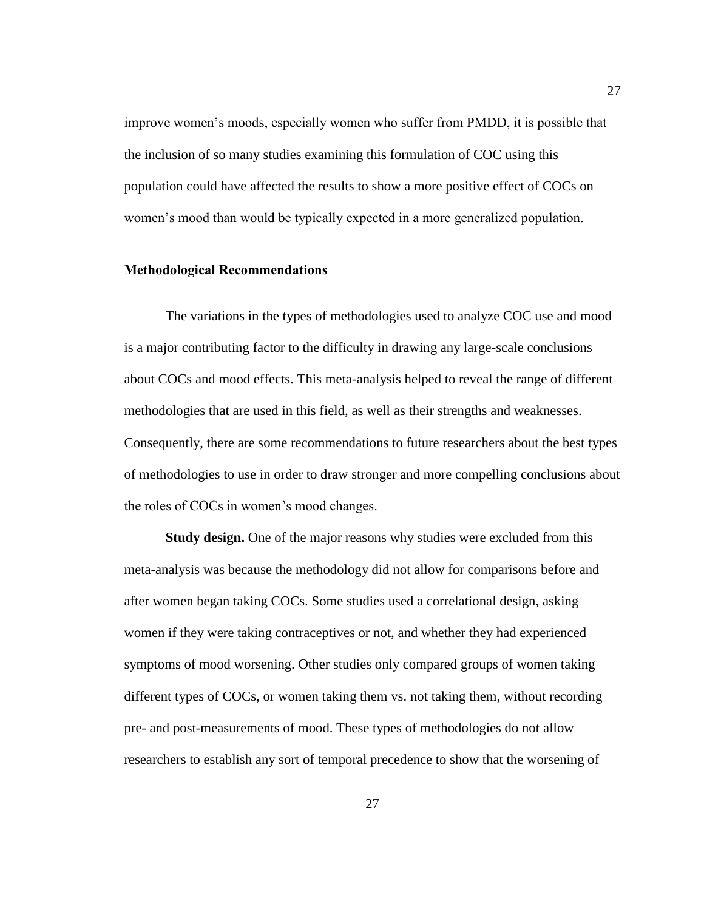improve women's moods, especially women who suffer from PMDD, it is possible that the inclusion of so many studies examining this formulation of COC using this population could have affected the results to show a more positive effect of COCs on women's mood than would be typically expected in a more generalized population.

### Methodological Recommendations

The variations in the types of methodologies used to analyze COC use and mood is a major contributing factor to the difficulty in drawing any large-scale conclusions about COCs and mood effects. This meta-analysis helped to reveal the range of different methodologies that are used in this field, as well as their strengths and weaknesses. Consequently, there are some recommendations to future researchers about the best types of methodologies to use in order to draw stronger and more compelling conclusions about the roles of COCs in women's mood changes.

**Study design.** One of the major reasons why studies were excluded from this meta-analysis was because the methodology did not allow for comparisons before and after women began taking COCs. Some studies used a correlational design, asking women if they were taking contraceptives or not, and whether they had experienced symptoms of mood worsening. Other studies only compared groups of women taking different types of COCs, or women taking them vs. not taking them, without recording pre- and post-measurements of mood. These types of methodologies do not allow researchers to establish any sort of temporal precedence to show that the worsening of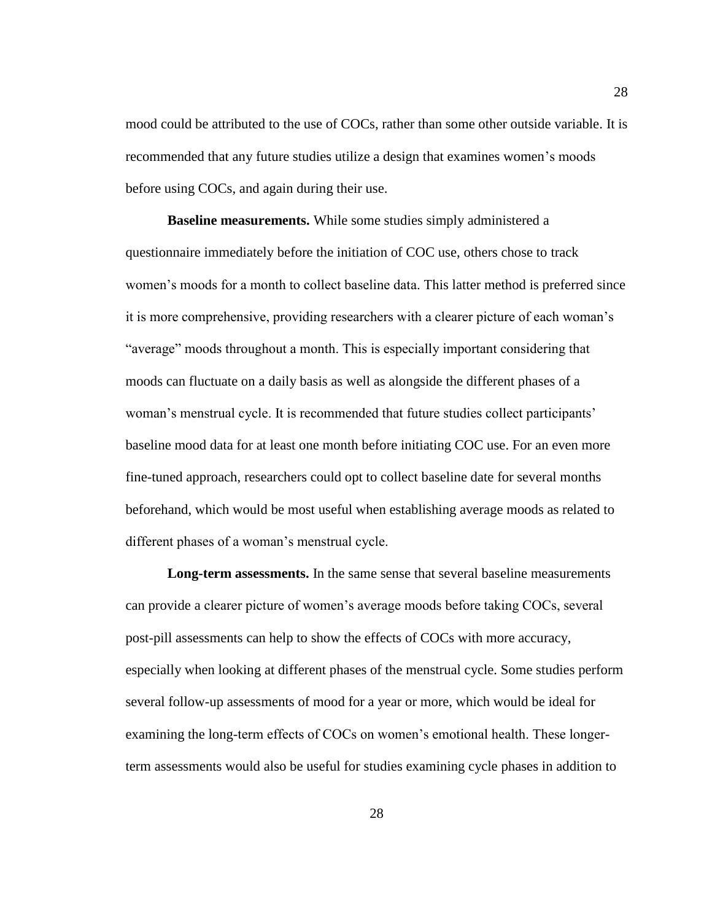mood could be attributed to the use of COCs, rather than some other outside variable. It is recommended that any future studies utilize a design that examines women's moods before using COCs, and again during their use.

**Baseline measurements.** While some studies simply administered a questionnaire immediately before the initiation of COC use, others chose to track women's moods for a month to collect baseline data. This latter method is preferred since it is more comprehensive, providing researchers with a clearer picture of each woman's "average" moods throughout a month. This is especially important considering that moods can fluctuate on a daily basis as well as alongside the different phases of a woman's menstrual cycle. It is recommended that future studies collect participants' baseline mood data for at least one month before initiating COC use. For an even more fine-tuned approach, researchers could opt to collect baseline date for several months beforehand, which would be most useful when establishing average moods as related to different phases of a woman's menstrual cycle.

**Long-term assessments.** In the same sense that several baseline measurements can provide a clearer picture of women's average moods before taking COCs, several post-pill assessments can help to show the effects of COCs with more accuracy, especially when looking at different phases of the menstrual cycle. Some studies perform several follow-up assessments of mood for a year or more, which would be ideal for examining the long-term effects of COCs on women's emotional health. These longer-term assessments would also be useful for studies examining cycle phases in addition to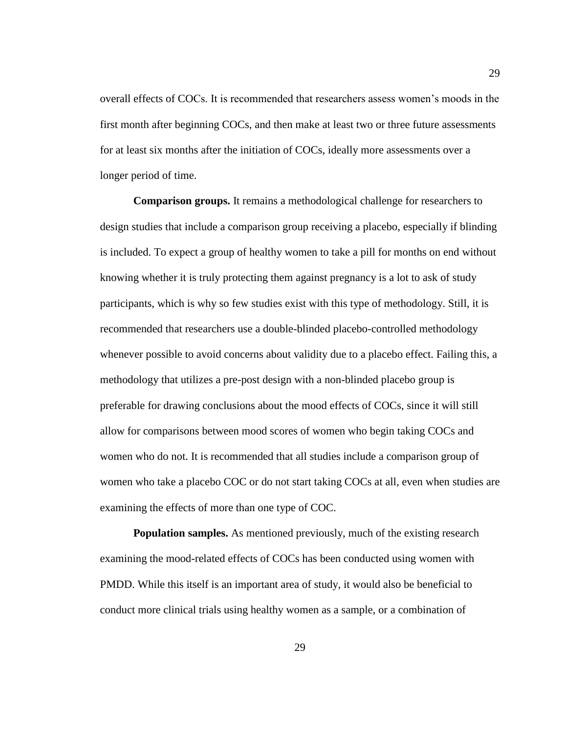overall effects of COCs. It is recommended that researchers assess women's moods in the first month after beginning COCs, and then make at least two or three future assessments for at least six months after the initiation of COCs, ideally more assessments over a longer period of time.

**Comparison groups.** It remains a methodological challenge for researchers to design studies that include a comparison group receiving a placebo, especially if blinding is included. To expect a group of healthy women to take a pill for months on end without knowing whether it is truly protecting them against pregnancy is a lot to ask of study participants, which is why so few studies exist with this type of methodology. Still, it is recommended that researchers use a double-blinded placebo-controlled methodology whenever possible to avoid concerns about validity due to a placebo effect. Failing this, a methodology that utilizes a pre-post design with a non-blinded placebo group is preferable for drawing conclusions about the mood effects of COCs, since it will still allow for comparisons between mood scores of women who begin taking COCs and women who do not. It is recommended that all studies include a comparison group of women who take a placebo COC or do not start taking COCs at all, even when studies are examining the effects of more than one type of COC.

**Population samples.** As mentioned previously, much of the existing research examining the mood-related effects of COCs has been conducted using women with PMDD. While this itself is an important area of study, it would also be beneficial to conduct more clinical trials using healthy women as a sample, or a combination of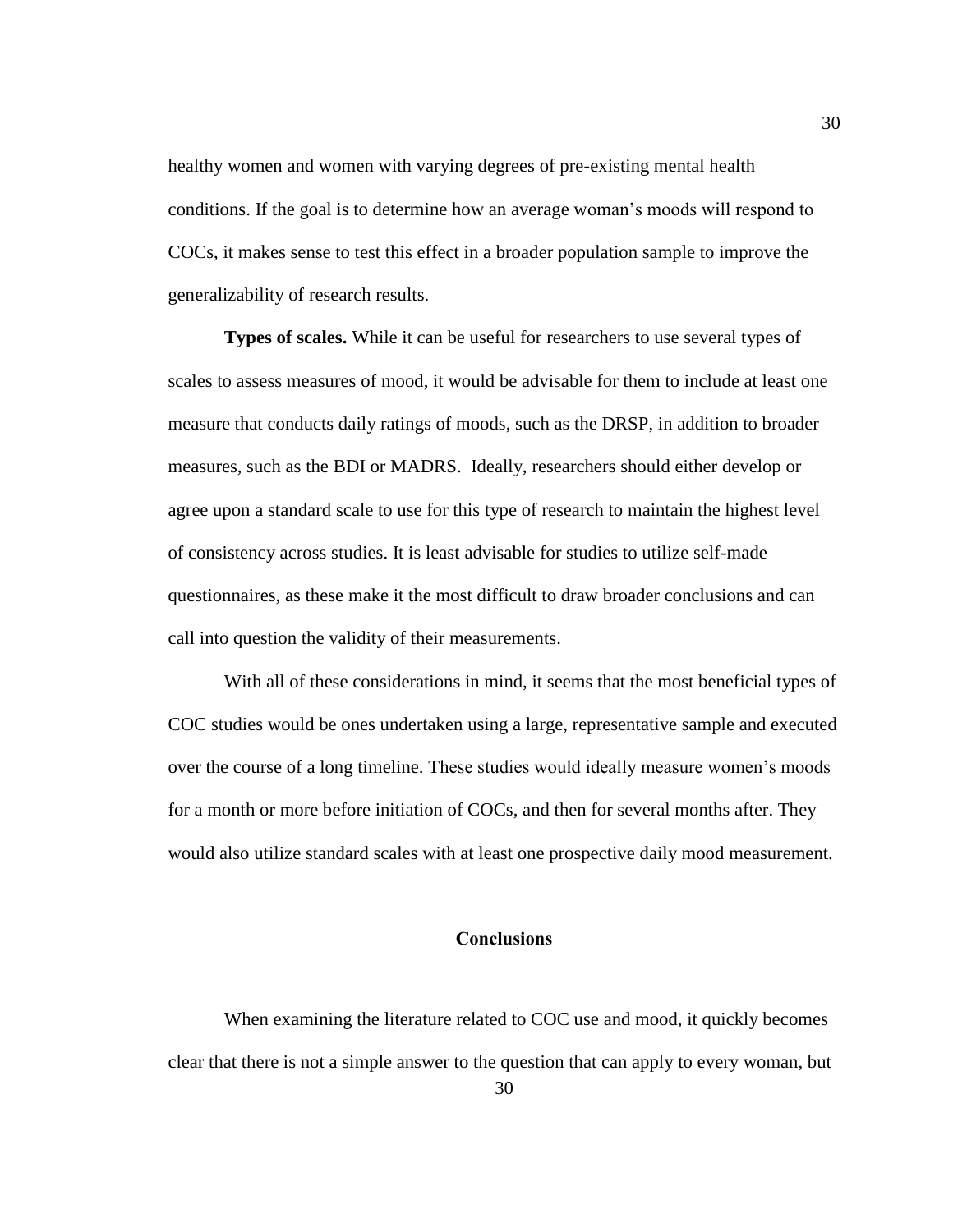healthy women and women with varying degrees of pre-existing mental health conditions. If the goal is to determine how an average woman's moods will respond to COCs, it makes sense to test this effect in a broader population sample to improve the generalizability of research results.

**Types of scales.** While it can be useful for researchers to use several types of scales to assess measures of mood, it would be advisable for them to include at least one measure that conducts daily ratings of moods, such as the DRSP, in addition to broader measures, such as the BDI or MADRS. Ideally, researchers should either develop or agree upon a standard scale to use for this type of research to maintain the highest level of consistency across studies. It is least advisable for studies to utilize self-made questionnaires, as these make it the most difficult to draw broader conclusions and can call into question the validity of their measurements.

With all of these considerations in mind, it seems that the most beneficial types of COC studies would be ones undertaken using a large, representative sample and executed over the course of a long timeline. These studies would ideally measure women's moods for a month or more before initiation of COCs, and then for several months after. They would also utilize standard scales with at least one prospective daily mood measurement.

## Conclusions

When examining the literature related to COC use and mood, it quickly becomes clear that there is not a simple answer to the question that can apply to every woman, but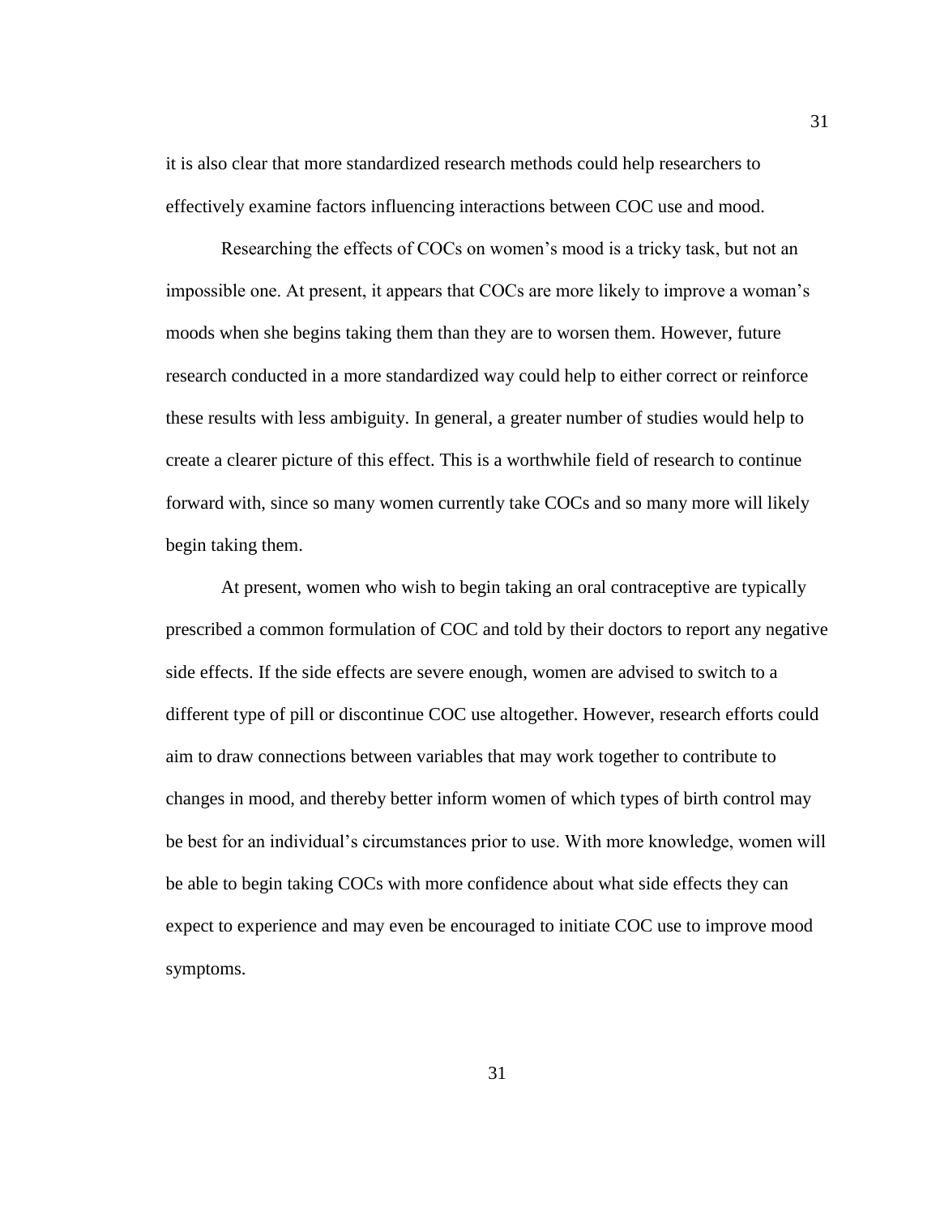it is also clear that more standardized research methods could help researchers to effectively examine factors influencing interactions between COC use and mood.

Researching the effects of COCs on women's mood is a tricky task, but not an impossible one. At present, it appears that COCs are more likely to improve a woman's moods when she begins taking them than they are to worsen them. However, future research conducted in a more standardized way could help to either correct or reinforce these results with less ambiguity. In general, a greater number of studies would help to create a clearer picture of this effect. This is a worthwhile field of research to continue forward with, since so many women currently take COCs and so many more will likely begin taking them.

At present, women who wish to begin taking an oral contraceptive are typically prescribed a common formulation of COC and told by their doctors to report any negative side effects. If the side effects are severe enough, women are advised to switch to a different type of pill or discontinue COC use altogether. However, research efforts could aim to draw connections between variables that may work together to contribute to changes in mood, and thereby better inform women of which types of birth control may be best for an individual's circumstances prior to use. With more knowledge, women will be able to begin taking COCs with more confidence about what side effects they can expect to experience and may even be encouraged to initiate COC use to improve mood symptoms.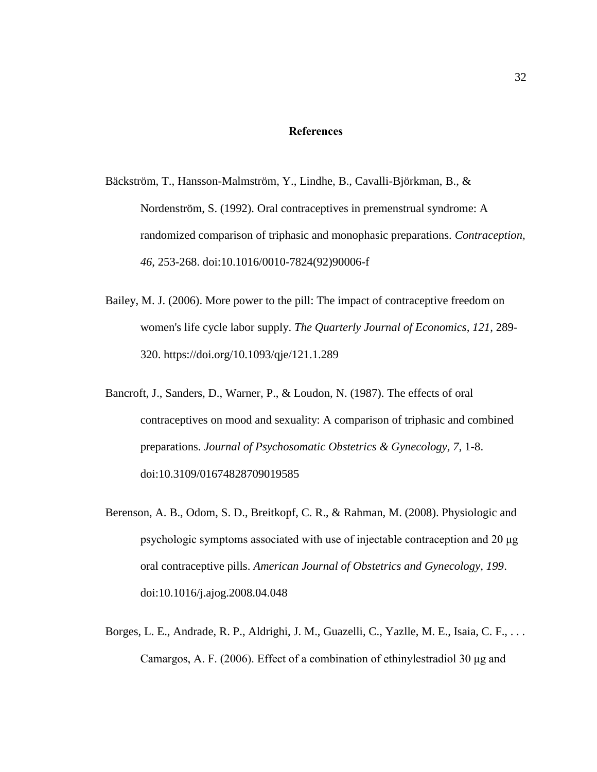# References

Bäckström, T., Hansson-Malmström, Y., Lindhe, B., Cavalli-Björkman, B., & Nordenström, S. (1992). Oral contraceptives in premenstrual syndrome: A randomized comparison of triphasic and monophasic preparations. *Contraception, 46*, 253-268. doi:10.1016/0010-7824(92)90006-f

Bailey, M. J. (2006). More power to the pill: The impact of contraceptive freedom on women's life cycle labor supply. *The Quarterly Journal of Economics, 121*, 289-320. https://doi.org/10.1093/qje/121.1.289

Bancroft, J., Sanders, D., Warner, P., & Loudon, N. (1987). The effects of oral contraceptives on mood and sexuality: A comparison of triphasic and combined preparations. *Journal of Psychosomatic Obstetrics & Gynecology, 7*, 1-8. doi:10.3109/01674828709019585

Berenson, A. B., Odom, S. D., Breitkopf, C. R., & Rahman, M. (2008). Physiologic and psychologic symptoms associated with use of injectable contraception and 20 μg oral contraceptive pills. *American Journal of Obstetrics and Gynecology, 199*. doi:10.1016/j.ajog.2008.04.048

Borges, L. E., Andrade, R. P., Aldrighi, J. M., Guazelli, C., Yazlle, M. E., Isaia, C. F., . . . Camargos, A. F. (2006). Effect of a combination of ethinylestradiol 30 μg and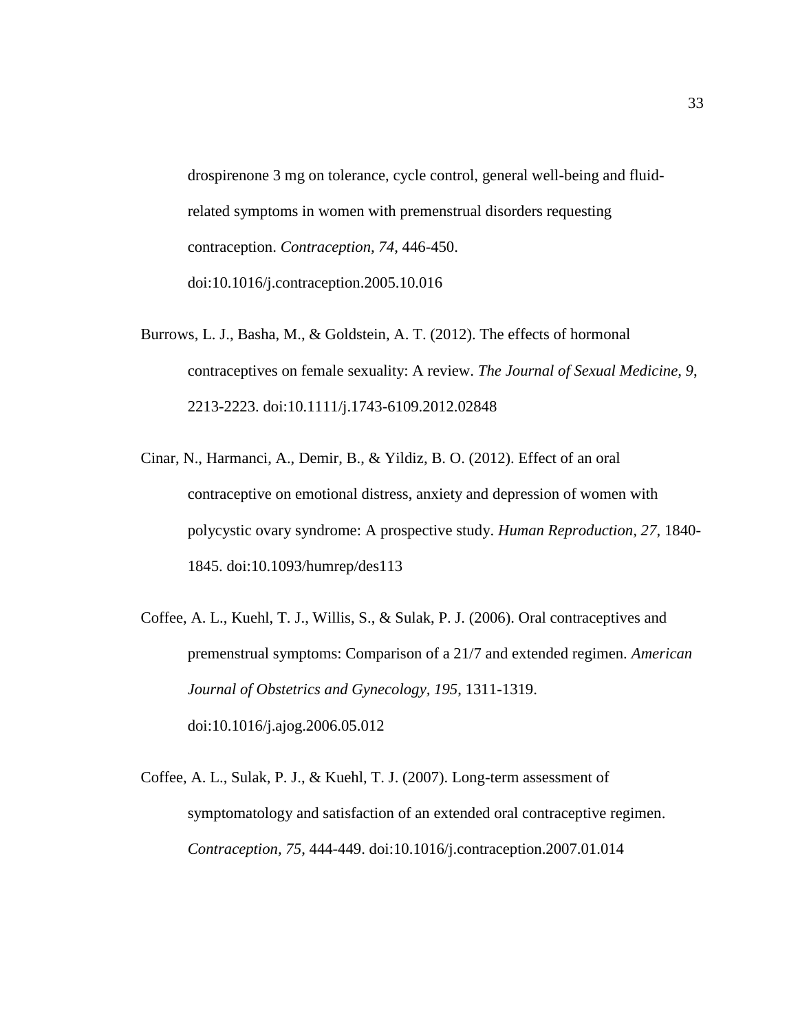drospirenone 3 mg on tolerance, cycle control, general well-being and fluid-related symptoms in women with premenstrual disorders requesting contraception. *Contraception, 74*, 446-450. doi:10.1016/j.contraception.2005.10.016

Burrows, L. J., Basha, M., & Goldstein, A. T. (2012). The effects of hormonal contraceptives on female sexuality: A review. *The Journal of Sexual Medicine, 9*, 2213-2223. doi:10.1111/j.1743-6109.2012.02848

Cinar, N., Harmanci, A., Demir, B., & Yildiz, B. O. (2012). Effect of an oral contraceptive on emotional distress, anxiety and depression of women with polycystic ovary syndrome: A prospective study. *Human Reproduction, 27*, 1840-1845. doi:10.1093/humrep/des113

Coffee, A. L., Kuehl, T. J., Willis, S., & Sulak, P. J. (2006). Oral contraceptives and premenstrual symptoms: Comparison of a 21/7 and extended regimen. *American Journal of Obstetrics and Gynecology, 195*, 1311-1319. doi:10.1016/j.ajog.2006.05.012

Coffee, A. L., Sulak, P. J., & Kuehl, T. J. (2007). Long-term assessment of symptomatology and satisfaction of an extended oral contraceptive regimen. *Contraception, 75*, 444-449. doi:10.1016/j.contraception.2007.01.014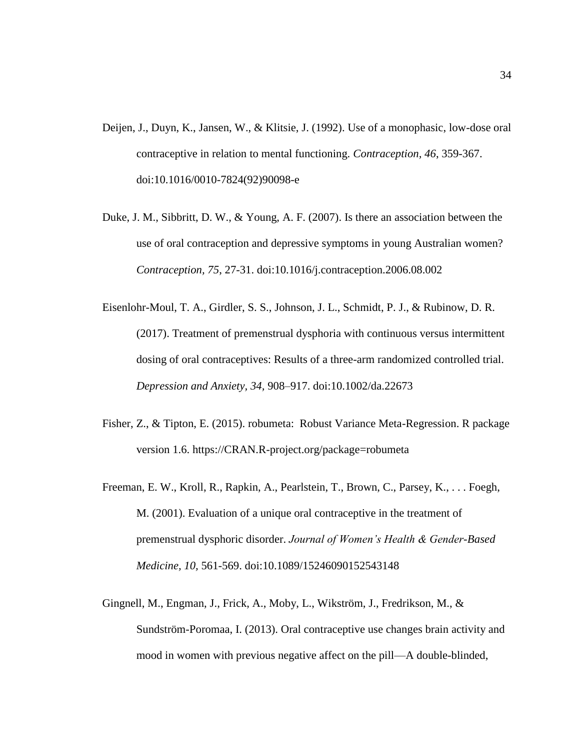Deijen, J., Duyn, K., Jansen, W., & Klitsie, J. (1992). Use of a monophasic, low-dose oral contraceptive in relation to mental functioning. *Contraception, 46*, 359-367. doi:10.1016/0010-7824(92)90098-e

Duke, J. M., Sibbritt, D. W., & Young, A. F. (2007). Is there an association between the use of oral contraception and depressive symptoms in young Australian women? *Contraception, 75*, 27-31. doi:10.1016/j.contraception.2006.08.002

Eisenlohr-Moul, T. A., Girdler, S. S., Johnson, J. L., Schmidt, P. J., & Rubinow, D. R. (2017). Treatment of premenstrual dysphoria with continuous versus intermittent dosing of oral contraceptives: Results of a three-arm randomized controlled trial. *Depression and Anxiety, 34*, 908–917. doi:10.1002/da.22673

Fisher, Z., & Tipton, E. (2015). robumeta: Robust Variance Meta-Regression. R package version 1.6. https://CRAN.R-project.org/package=robumeta

Freeman, E. W., Kroll, R., Rapkin, A., Pearlstein, T., Brown, C., Parsey, K., . . . Foegh, M. (2001). Evaluation of a unique oral contraceptive in the treatment of premenstrual dysphoric disorder. *Journal of Women's Health & Gender-Based Medicine, 10*, 561-569. doi:10.1089/15246090152543148

Gingnell, M., Engman, J., Frick, A., Moby, L., Wikström, J., Fredrikson, M., & Sundström-Poromaa, I. (2013). Oral contraceptive use changes brain activity and mood in women with previous negative affect on the pill—A double-blinded,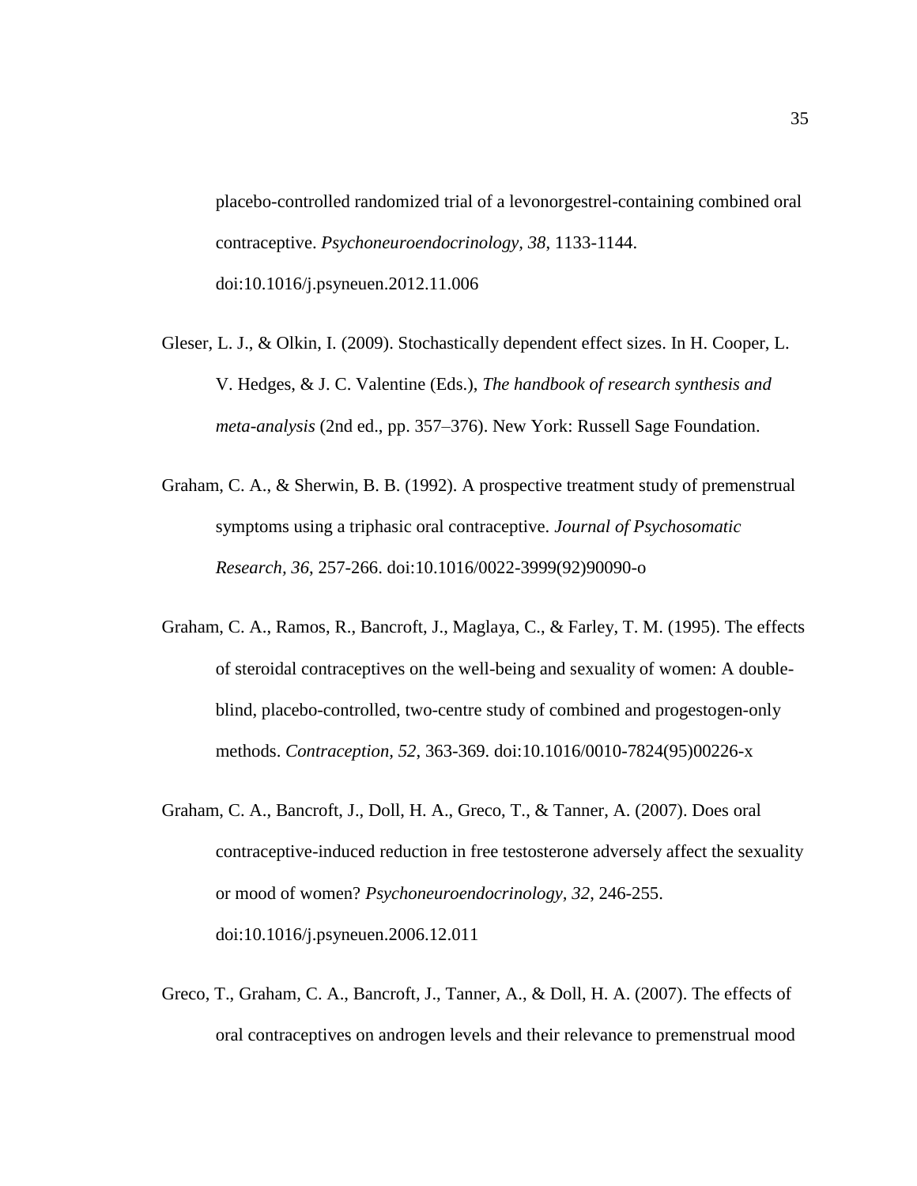placebo-controlled randomized trial of a levonorgestrel-containing combined oral contraceptive. *Psychoneuroendocrinology, 38*, 1133-1144. doi:10.1016/j.psyneuen.2012.11.006

Gleser, L. J., & Olkin, I. (2009). Stochastically dependent effect sizes. In H. Cooper, L. V. Hedges, & J. C. Valentine (Eds.), *The handbook of research synthesis and meta-analysis* (2nd ed., pp. 357–376). New York: Russell Sage Foundation.

Graham, C. A., & Sherwin, B. B. (1992). A prospective treatment study of premenstrual symptoms using a triphasic oral contraceptive. *Journal of Psychosomatic Research, 36*, 257-266. doi:10.1016/0022-3999(92)90090-o

Graham, C. A., Ramos, R., Bancroft, J., Maglaya, C., & Farley, T. M. (1995). The effects of steroidal contraceptives on the well-being and sexuality of women: A double-blind, placebo-controlled, two-centre study of combined and progestogen-only methods. *Contraception, 52*, 363-369. doi:10.1016/0010-7824(95)00226-x

Graham, C. A., Bancroft, J., Doll, H. A., Greco, T., & Tanner, A. (2007). Does oral contraceptive-induced reduction in free testosterone adversely affect the sexuality or mood of women? *Psychoneuroendocrinology, 32*, 246-255. doi:10.1016/j.psyneuen.2006.12.011

Greco, T., Graham, C. A., Bancroft, J., Tanner, A., & Doll, H. A. (2007). The effects of oral contraceptives on androgen levels and their relevance to premenstrual mood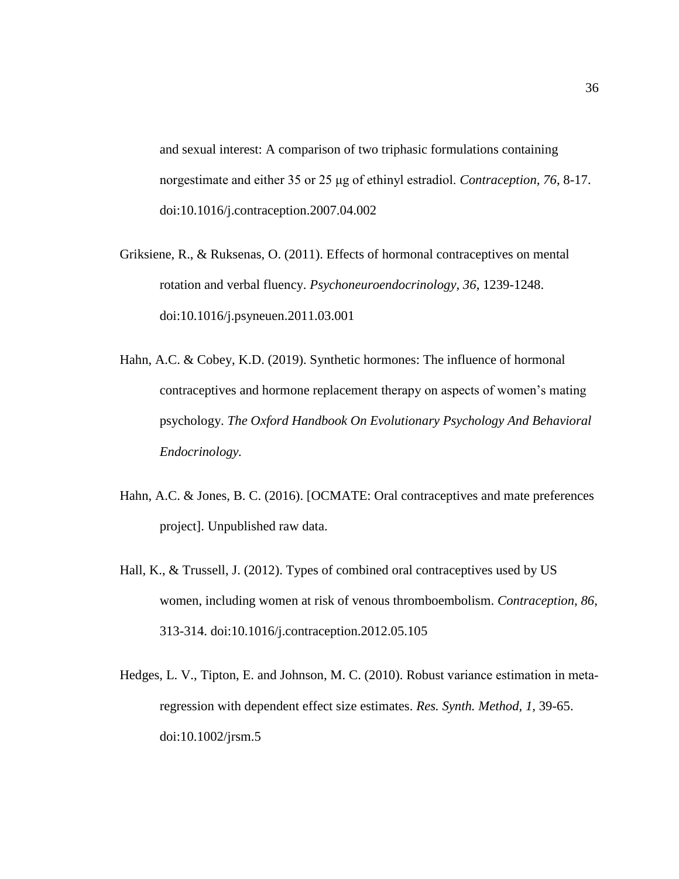and sexual interest: A comparison of two triphasic formulations containing norgestimate and either 35 or 25 μg of ethinyl estradiol. *Contraception, 76*, 8-17. doi:10.1016/j.contraception.2007.04.002

Griksiene, R., & Ruksenas, O. (2011). Effects of hormonal contraceptives on mental rotation and verbal fluency. *Psychoneuroendocrinology, 36*, 1239-1248. doi:10.1016/j.psyneuen.2011.03.001

Hahn, A.C. & Cobey, K.D. (2019). Synthetic hormones: The influence of hormonal contraceptives and hormone replacement therapy on aspects of women's mating psychology. *The Oxford Handbook On Evolutionary Psychology And Behavioral Endocrinology.*

Hahn, A.C. & Jones, B. C. (2016). [OCMATE: Oral contraceptives and mate preferences project]. Unpublished raw data.

Hall, K., & Trussell, J. (2012). Types of combined oral contraceptives used by US women, including women at risk of venous thromboembolism. *Contraception, 86*, 313-314. doi:10.1016/j.contraception.2012.05.105

Hedges, L. V., Tipton, E. and Johnson, M. C. (2010). Robust variance estimation in meta-regression with dependent effect size estimates. *Res. Synth. Method, 1*, 39-65. doi:10.1002/jrsm.5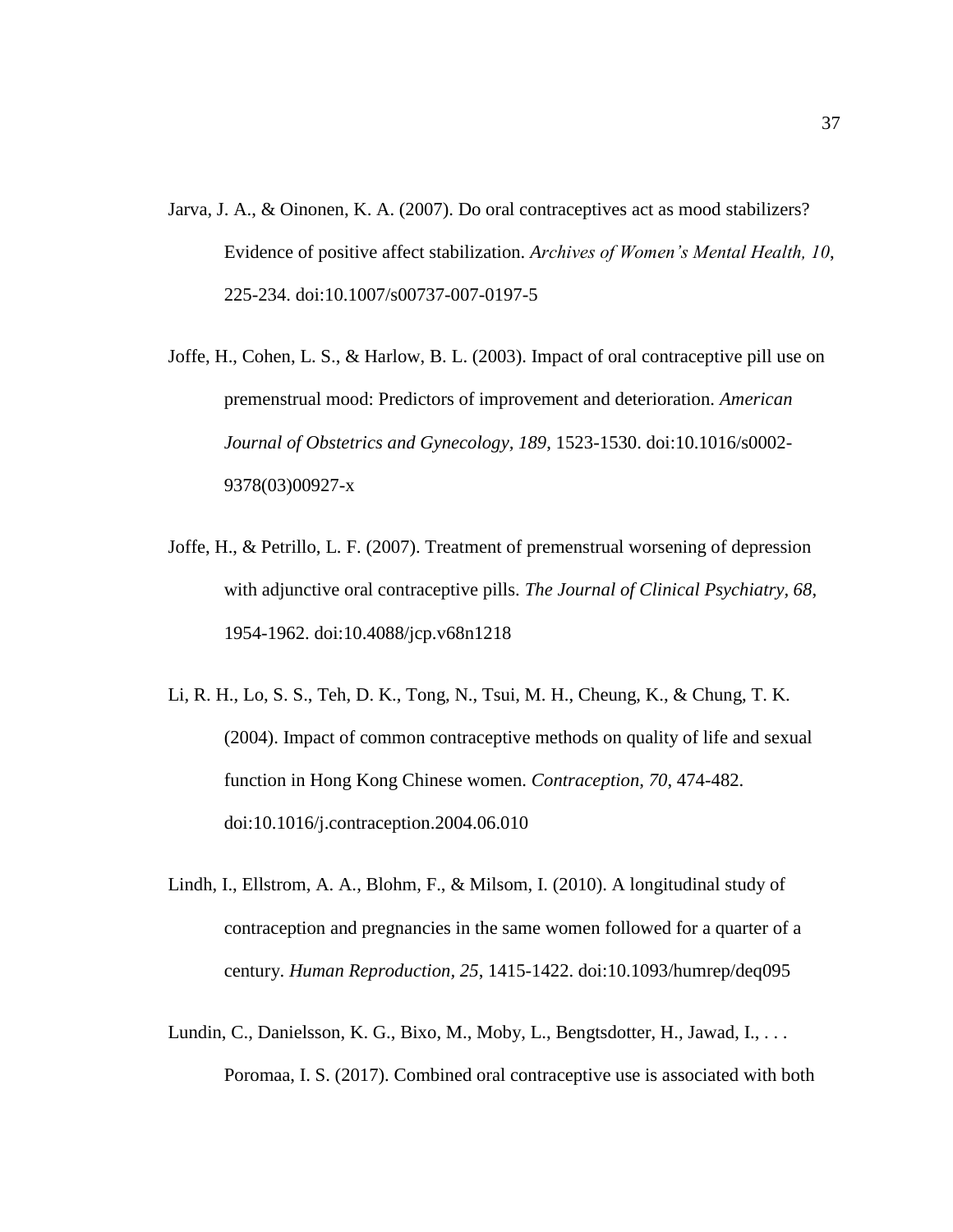Jarva, J. A., & Oinonen, K. A. (2007). Do oral contraceptives act as mood stabilizers? Evidence of positive affect stabilization. *Archives of Women's Mental Health, 10*, 225-234. doi:10.1007/s00737-007-0197-5

Joffe, H., Cohen, L. S., & Harlow, B. L. (2003). Impact of oral contraceptive pill use on premenstrual mood: Predictors of improvement and deterioration. *American Journal of Obstetrics and Gynecology, 189*, 1523-1530. doi:10.1016/s0002-9378(03)00927-x

Joffe, H., & Petrillo, L. F. (2007). Treatment of premenstrual worsening of depression with adjunctive oral contraceptive pills. *The Journal of Clinical Psychiatry*, *68*, 1954-1962. doi:10.4088/jcp.v68n1218

Li, R. H., Lo, S. S., Teh, D. K., Tong, N., Tsui, M. H., Cheung, K., & Chung, T. K. (2004). Impact of common contraceptive methods on quality of life and sexual function in Hong Kong Chinese women. *Contraception*, *70*, 474-482. doi:10.1016/j.contraception.2004.06.010

Lindh, I., Ellstrom, A. A., Blohm, F., & Milsom, I. (2010). A longitudinal study of contraception and pregnancies in the same women followed for a quarter of a century. *Human Reproduction*, *25*, 1415-1422. doi:10.1093/humrep/deq095

Lundin, C., Danielsson, K. G., Bixo, M., Moby, L., Bengtsdotter, H., Jawad, I., . . . Poromaa, I. S. (2017). Combined oral contraceptive use is associated with both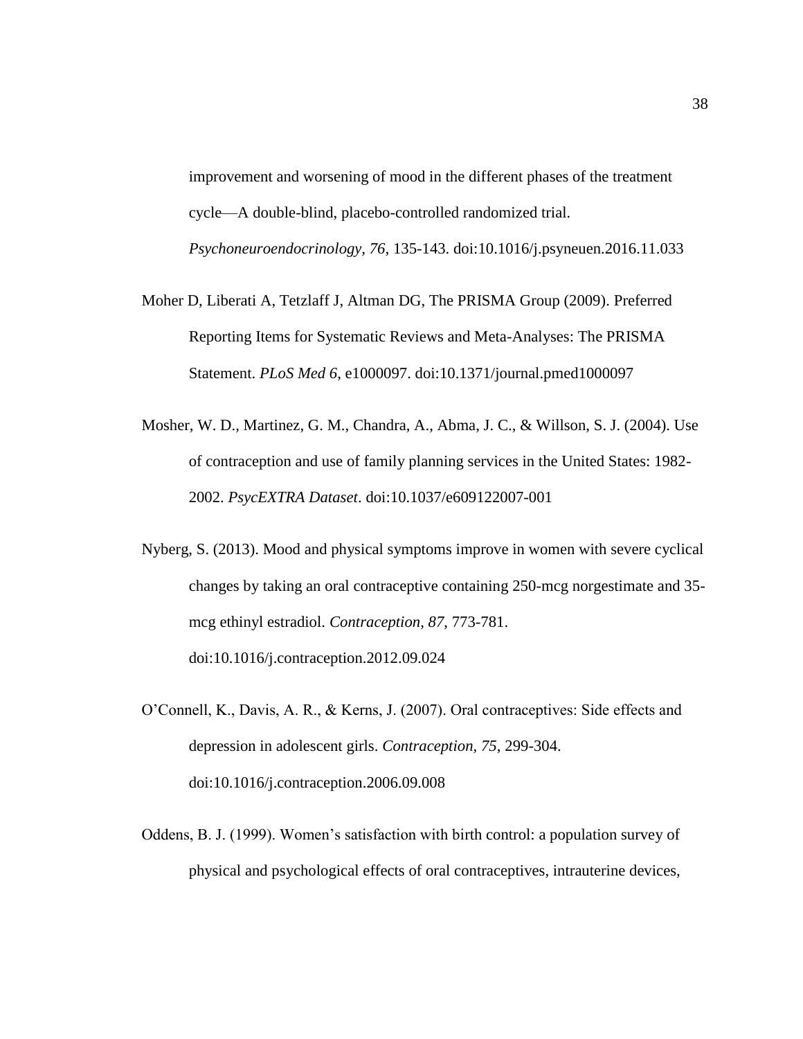improvement and worsening of mood in the different phases of the treatment cycle—A double-blind, placebo-controlled randomized trial. *Psychoneuroendocrinology, 76*, 135-143. doi:10.1016/j.psyneuen.2016.11.033

Moher D, Liberati A, Tetzlaff J, Altman DG, The PRISMA Group (2009). Preferred Reporting Items for Systematic Reviews and Meta-Analyses: The PRISMA Statement. *PLoS Med 6*, e1000097. doi:10.1371/journal.pmed1000097

Mosher, W. D., Martinez, G. M., Chandra, A., Abma, J. C., & Willson, S. J. (2004). Use of contraception and use of family planning services in the United States: 1982-2002. *PsycEXTRA Dataset*. doi:10.1037/e609122007-001

Nyberg, S. (2013). Mood and physical symptoms improve in women with severe cyclical changes by taking an oral contraceptive containing 250-mcg norgestimate and 35-mcg ethinyl estradiol. *Contraception, 87*, 773-781. doi:10.1016/j.contraception.2012.09.024

O'Connell, K., Davis, A. R., & Kerns, J. (2007). Oral contraceptives: Side effects and depression in adolescent girls. *Contraception, 75*, 299-304. doi:10.1016/j.contraception.2006.09.008

Oddens, B. J. (1999). Women's satisfaction with birth control: a population survey of physical and psychological effects of oral contraceptives, intrauterine devices,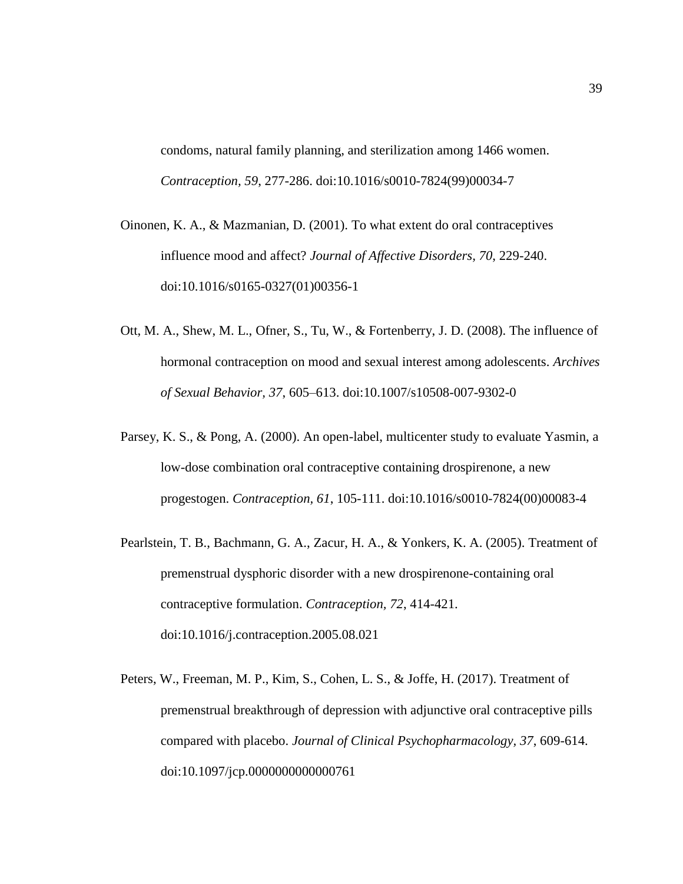condoms, natural family planning, and sterilization among 1466 women. *Contraception, 59*, 277-286. doi:10.1016/s0010-7824(99)00034-7

Oinonen, K. A., & Mazmanian, D. (2001). To what extent do oral contraceptives influence mood and affect? *Journal of Affective Disorders, 70*, 229-240. doi:10.1016/s0165-0327(01)00356-1

Ott, M. A., Shew, M. L., Ofner, S., Tu, W., & Fortenberry, J. D. (2008). The influence of hormonal contraception on mood and sexual interest among adolescents. *Archives of Sexual Behavior, 37*, 605–613. doi:10.1007/s10508-007-9302-0

Parsey, K. S., & Pong, A. (2000). An open-label, multicenter study to evaluate Yasmin, a low-dose combination oral contraceptive containing drospirenone, a new progestogen. *Contraception, 61*, 105-111. doi:10.1016/s0010-7824(00)00083-4

Pearlstein, T. B., Bachmann, G. A., Zacur, H. A., & Yonkers, K. A. (2005). Treatment of premenstrual dysphoric disorder with a new drospirenone-containing oral contraceptive formulation. *Contraception, 72*, 414-421. doi:10.1016/j.contraception.2005.08.021

Peters, W., Freeman, M. P., Kim, S., Cohen, L. S., & Joffe, H. (2017). Treatment of premenstrual breakthrough of depression with adjunctive oral contraceptive pills compared with placebo. *Journal of Clinical Psychopharmacology, 37*, 609-614. doi:10.1097/jcp.0000000000000761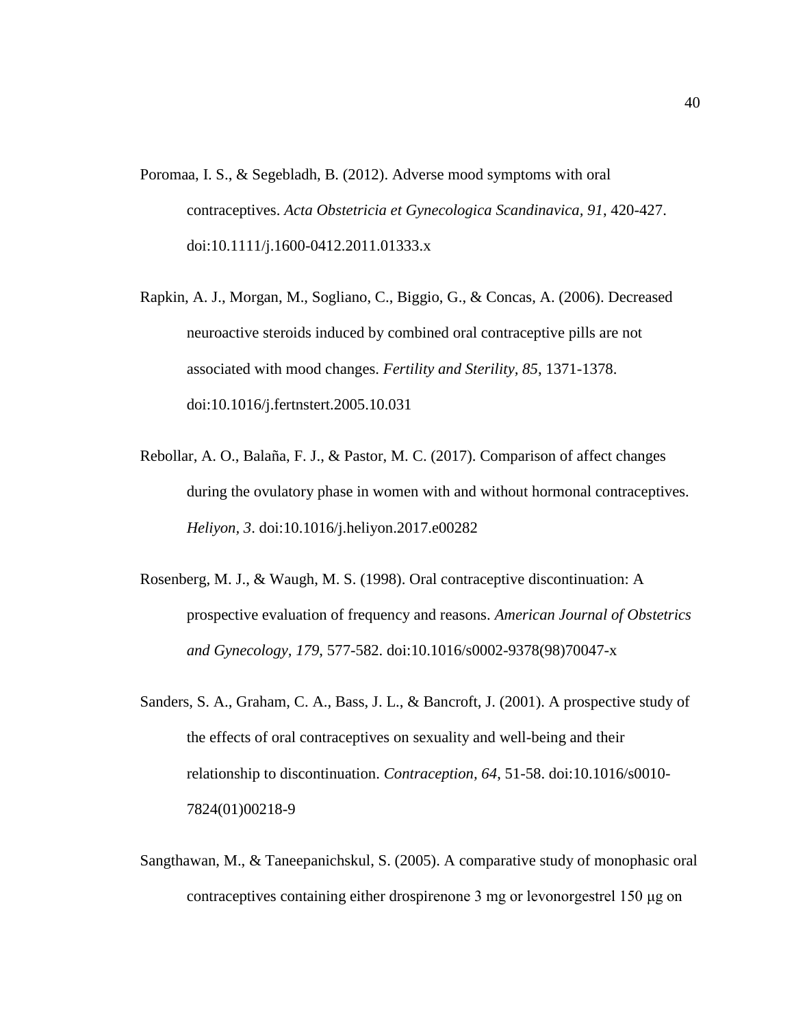Poromaa, I. S., & Segebladh, B. (2012). Adverse mood symptoms with oral contraceptives. *Acta Obstetricia et Gynecologica Scandinavica, 91*, 420-427. doi:10.1111/j.1600-0412.2011.01333.x

Rapkin, A. J., Morgan, M., Sogliano, C., Biggio, G., & Concas, A. (2006). Decreased neuroactive steroids induced by combined oral contraceptive pills are not associated with mood changes. *Fertility and Sterility, 85*, 1371-1378. doi:10.1016/j.fertnstert.2005.10.031

Rebollar, A. O., Balaña, F. J., & Pastor, M. C. (2017). Comparison of affect changes during the ovulatory phase in women with and without hormonal contraceptives. *Heliyon, 3*. doi:10.1016/j.heliyon.2017.e00282

Rosenberg, M. J., & Waugh, M. S. (1998). Oral contraceptive discontinuation: A prospective evaluation of frequency and reasons. *American Journal of Obstetrics and Gynecology, 179*, 577-582. doi:10.1016/s0002-9378(98)70047-x

Sanders, S. A., Graham, C. A., Bass, J. L., & Bancroft, J. (2001). A prospective study of the effects of oral contraceptives on sexuality and well-being and their relationship to discontinuation. *Contraception, 64*, 51-58. doi:10.1016/s0010-7824(01)00218-9

Sangthawan, M., & Taneepanichskul, S. (2005). A comparative study of monophasic oral contraceptives containing either drospirenone 3 mg or levonorgestrel 150 μg on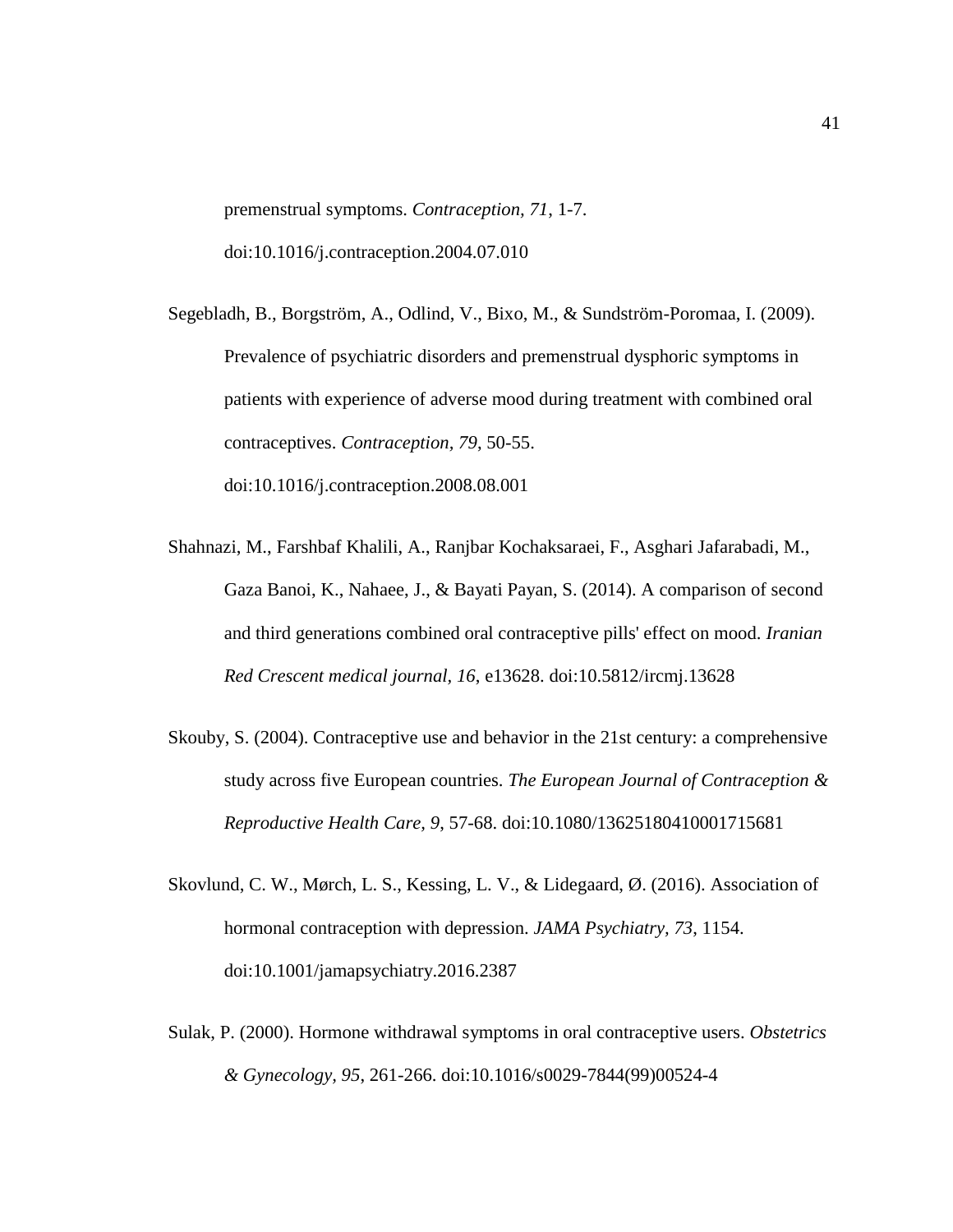premenstrual symptoms. *Contraception, 71*, 1-7. doi:10.1016/j.contraception.2004.07.010

Segebladh, B., Borgström, A., Odlind, V., Bixo, M., & Sundström-Poromaa, I. (2009). Prevalence of psychiatric disorders and premenstrual dysphoric symptoms in patients with experience of adverse mood during treatment with combined oral contraceptives. *Contraception, 79*, 50-55. doi:10.1016/j.contraception.2008.08.001

Shahnazi, M., Farshbaf Khalili, A., Ranjbar Kochaksaraei, F., Asghari Jafarabadi, M., Gaza Banoi, K., Nahaee, J., & Bayati Payan, S. (2014). A comparison of second and third generations combined oral contraceptive pills' effect on mood. *Iranian Red Crescent medical journal, 16*, e13628. doi:10.5812/ircmj.13628

Skouby, S. (2004). Contraceptive use and behavior in the 21st century: a comprehensive study across five European countries. *The European Journal of Contraception & Reproductive Health Care, 9*, 57-68. doi:10.1080/13625180410001715681

Skovlund, C. W., Mørch, L. S., Kessing, L. V., & Lidegaard, Ø. (2016). Association of hormonal contraception with depression. *JAMA Psychiatry, 73*, 1154. doi:10.1001/jamapsychiatry.2016.2387

Sulak, P. (2000). Hormone withdrawal symptoms in oral contraceptive users. *Obstetrics & Gynecology, 95*, 261-266. doi:10.1016/s0029-7844(99)00524-4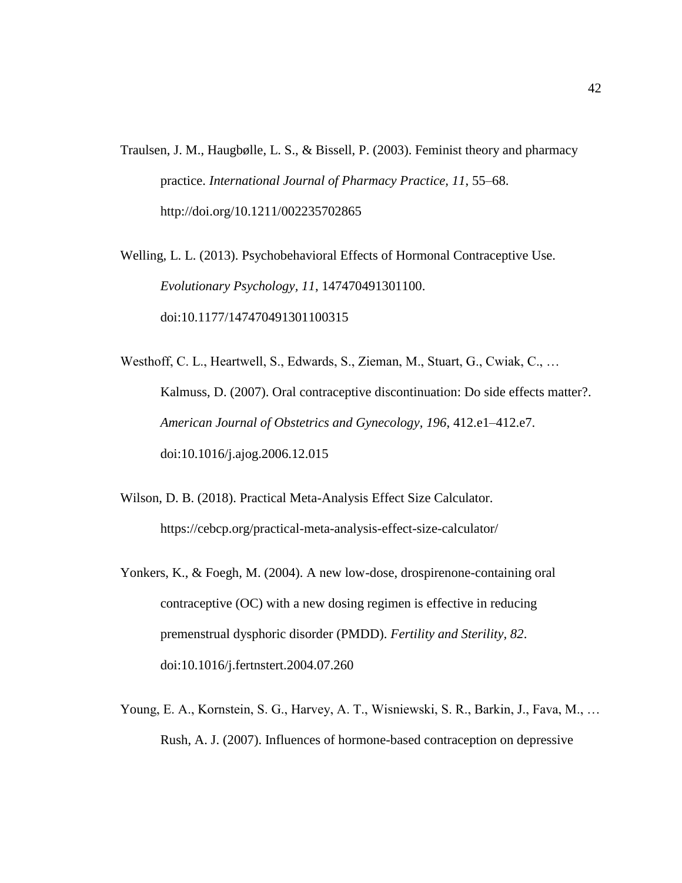Traulsen, J. M., Haugbølle, L. S., & Bissell, P. (2003). Feminist theory and pharmacy practice. *International Journal of Pharmacy Practice, 11*, 55–68. http://doi.org/10.1211/002235702865

Welling, L. L. (2013). Psychobehavioral Effects of Hormonal Contraceptive Use. *Evolutionary Psychology, 11*, 147470491301100. doi:10.1177/147470491301100315

Westhoff, C. L., Heartwell, S., Edwards, S., Zieman, M., Stuart, G., Cwiak, C., … Kalmuss, D. (2007). Oral contraceptive discontinuation: Do side effects matter?. *American Journal of Obstetrics and Gynecology, 196*, 412.e1–412.e7. doi:10.1016/j.ajog.2006.12.015

Wilson, D. B. (2018). Practical Meta-Analysis Effect Size Calculator. https://cebcp.org/practical-meta-analysis-effect-size-calculator/

Yonkers, K., & Foegh, M. (2004). A new low-dose, drospirenone-containing oral contraceptive (OC) with a new dosing regimen is effective in reducing premenstrual dysphoric disorder (PMDD). *Fertility and Sterility, 82*. doi:10.1016/j.fertnstert.2004.07.260

Young, E. A., Kornstein, S. G., Harvey, A. T., Wisniewski, S. R., Barkin, J., Fava, M., … Rush, A. J. (2007). Influences of hormone-based contraception on depressive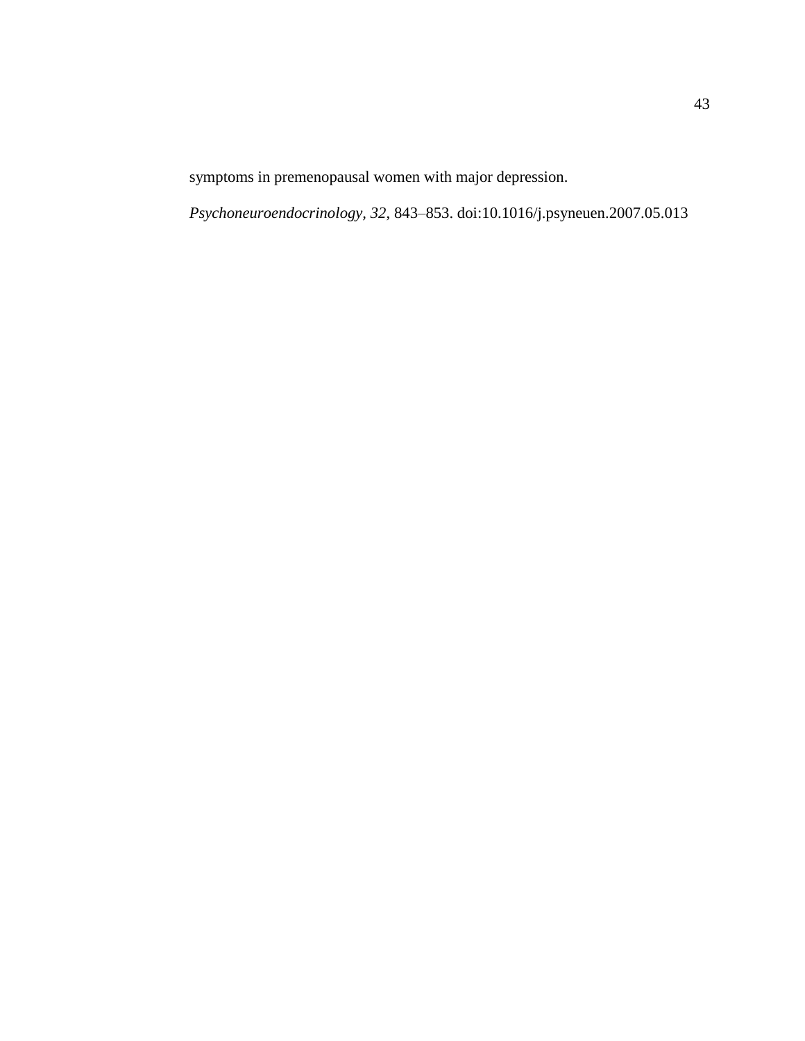symptoms in premenopausal women with major depression. *Psychoneuroendocrinology, 32,* 843–853. doi:10.1016/j.psyneuen.2007.05.013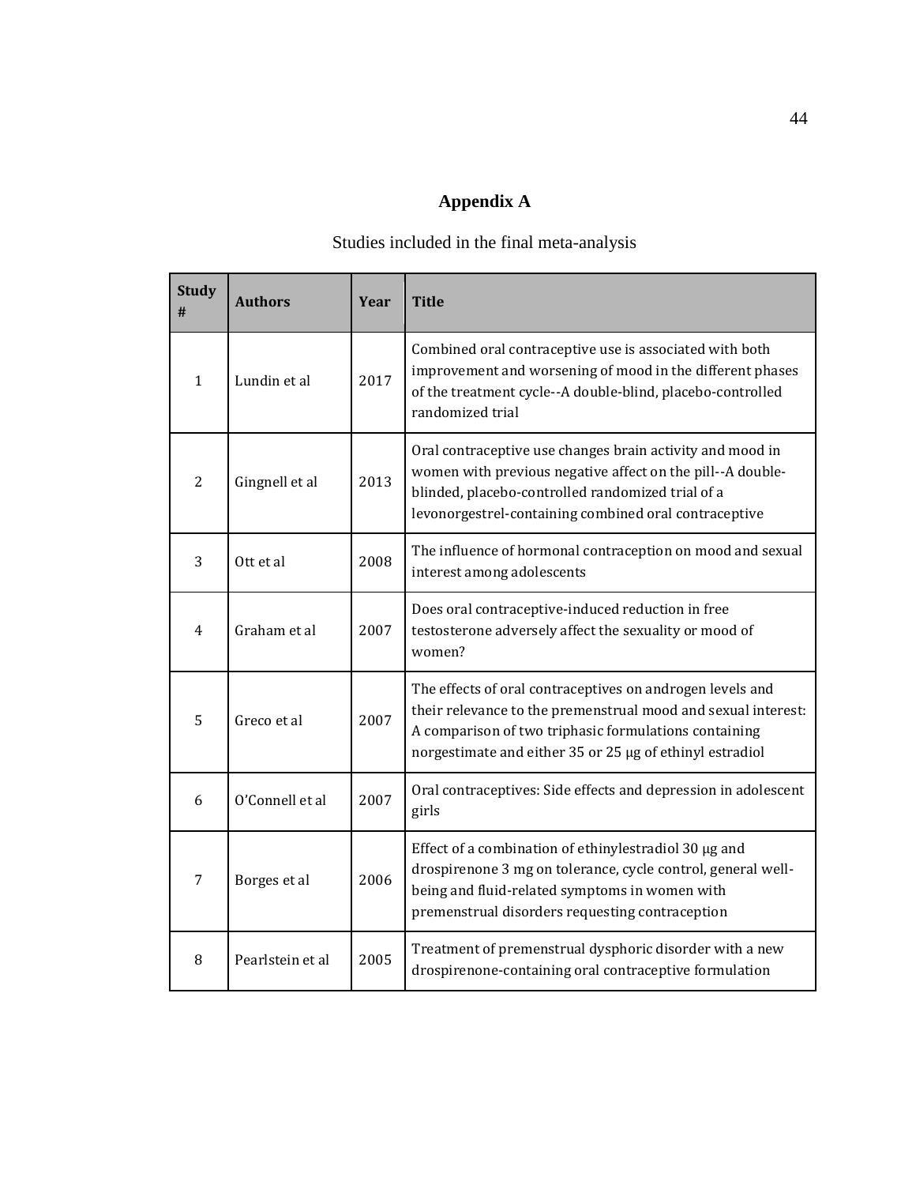# Appendix A

Studies included in the final meta-analysis

| Study # | Authors | Year | Title |
|---|---|---|---|
| 1 | Lundin et al | 2017 | Combined oral contraceptive use is associated with both improvement and worsening of mood in the different phases of the treatment cycle--A double-blind, placebo-controlled randomized trial |
| 2 | Gingnell et al | 2013 | Oral contraceptive use changes brain activity and mood in women with previous negative affect on the pill--A double-blinded, placebo-controlled randomized trial of a levonorgestrel-containing combined oral contraceptive |
| 3 | Ott et al | 2008 | The influence of hormonal contraception on mood and sexual interest among adolescents |
| 4 | Graham et al | 2007 | Does oral contraceptive-induced reduction in free testosterone adversely affect the sexuality or mood of women? |
| 5 | Greco et al | 2007 | The effects of oral contraceptives on androgen levels and their relevance to the premenstrual mood and sexual interest: A comparison of two triphasic formulations containing norgestimate and either 35 or 25 μg of ethinyl estradiol |
| 6 | O'Connell et al | 2007 | Oral contraceptives: Side effects and depression in adolescent girls |
| 7 | Borges et al | 2006 | Effect of a combination of ethinylestradiol 30 μg and drospirenone 3 mg on tolerance, cycle control, general well-being and fluid-related symptoms in women with premenstrual disorders requesting contraception |
| 8 | Pearlstein et al | 2005 | Treatment of premenstrual dysphoric disorder with a new drospirenone-containing oral contraceptive formulation |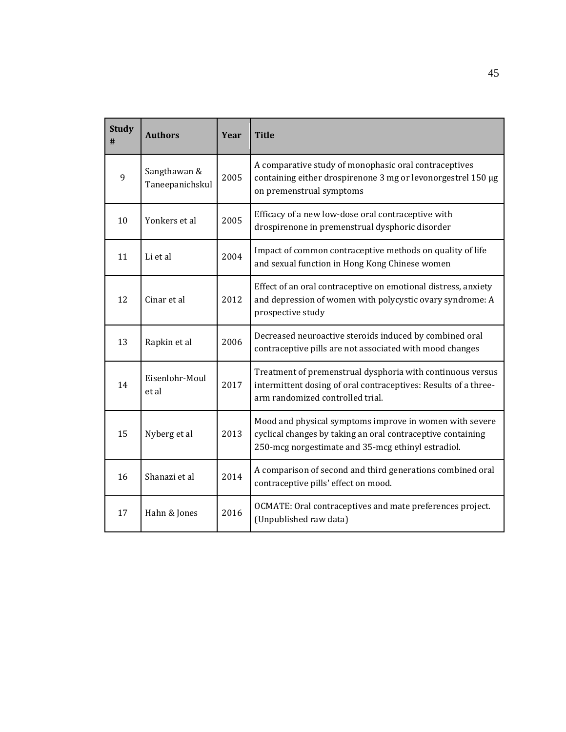| Study # | Authors | Year | Title |
|---|---|---|---|
| 9 | Sangthawan & Taneepanichskul | 2005 | A comparative study of monophasic oral contraceptives containing either drospirenone 3 mg or levonorgestrel 150 µg on premenstrual symptoms |
| 10 | Yonkers et al | 2005 | Efficacy of a new low-dose oral contraceptive with drospirenone in premenstrual dysphoric disorder |
| 11 | Li et al | 2004 | Impact of common contraceptive methods on quality of life and sexual function in Hong Kong Chinese women |
| 12 | Cinar et al | 2012 | Effect of an oral contraceptive on emotional distress, anxiety and depression of women with polycystic ovary syndrome: A prospective study |
| 13 | Rapkin et al | 2006 | Decreased neuroactive steroids induced by combined oral contraceptive pills are not associated with mood changes |
| 14 | Eisenlohr-Moul et al | 2017 | Treatment of premenstrual dysphoria with continuous versus intermittent dosing of oral contraceptives: Results of a three-arm randomized controlled trial. |
| 15 | Nyberg et al | 2013 | Mood and physical symptoms improve in women with severe cyclical changes by taking an oral contraceptive containing 250-mcg norgestimate and 35-mcg ethinyl estradiol. |
| 16 | Shanazi et al | 2014 | A comparison of second and third generations combined oral contraceptive pills' effect on mood. |
| 17 | Hahn & Jones | 2016 | OCMATE: Oral contraceptives and mate preferences project. (Unpublished raw data) |